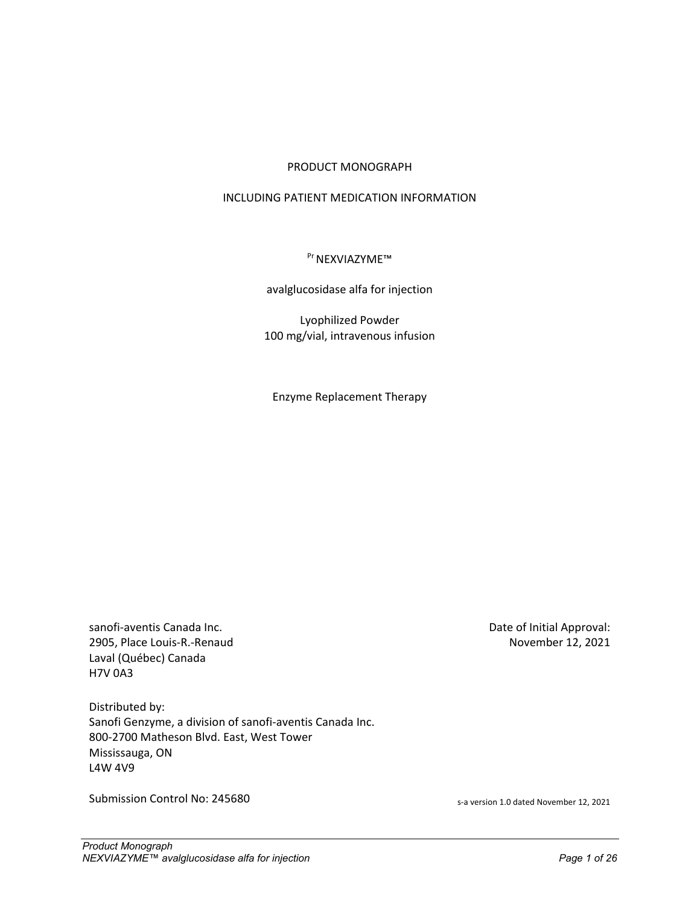PRODUCT MONOGRAPH

INCLUDING PATIENT MEDICATION INFORMATION

[Pr] NEXVIAZYME™

avalglucosidase alfa for injection

Lyophilized Powder
100 mg/vial, intravenous infusion

Enzyme Replacement Therapy

sanofi-aventis Canada Inc.
2905, Place Louis-R.-Renaud
Laval (Québec) Canada
H7V 0A3

Date of Initial Approval:
November 12, 2021

Distributed by:
Sanofi Genzyme, a division of sanofi-aventis Canada Inc.
800-2700 Matheson Blvd. East, West Tower
Mississauga, ON
L4W 4V9

Submission Control No: 245680

s-a version 1.0 dated November 12, 2021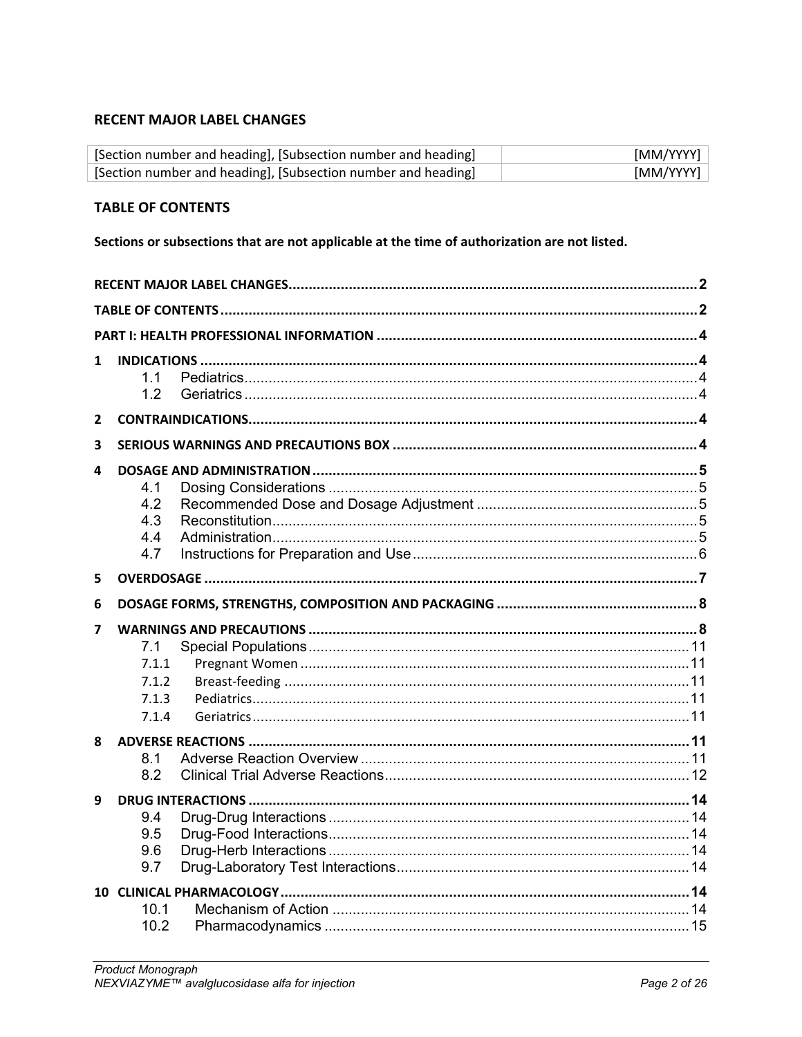## RECENT MAJOR LABEL CHANGES

| [Section number and heading], [Subsection number and heading] | [MM/YYYY] |
|---|---|
| [Section number and heading], [Subsection number and heading] | [MM/YYYY] |

## TABLE OF CONTENTS

**Sections or subsections that are not applicable at the time of authorization are not listed.**

**RECENT MAJOR LABEL CHANGES** .......... **2**

**TABLE OF CONTENTS** .......... **2**

**PART I: HEALTH PROFESSIONAL INFORMATION** .......... **4**

**1 INDICATIONS** .......... **4**
- 1.1 Pediatrics .......... 4
- 1.2 Geriatrics .......... 4

**2 CONTRAINDICATIONS** .......... **4**

**3 SERIOUS WARNINGS AND PRECAUTIONS BOX** .......... **4**

**4 DOSAGE AND ADMINISTRATION** .......... **5**
- 4.1 Dosing Considerations .......... 5
- 4.2 Recommended Dose and Dosage Adjustment .......... 5
- 4.3 Reconstitution .......... 5
- 4.4 Administration .......... 5
- 4.7 Instructions for Preparation and Use .......... 6

**5 OVERDOSAGE** .......... **7**

**6 DOSAGE FORMS, STRENGTHS, COMPOSITION AND PACKAGING** .......... **8**

**7 WARNINGS AND PRECAUTIONS** .......... **8**
- 7.1 Special Populations .......... 11
- 7.1.1 Pregnant Women .......... 11
- 7.1.2 Breast-feeding .......... 11
- 7.1.3 Pediatrics .......... 11
- 7.1.4 Geriatrics .......... 11

**8 ADVERSE REACTIONS** .......... **11**
- 8.1 Adverse Reaction Overview .......... 11
- 8.2 Clinical Trial Adverse Reactions .......... 12

**9 DRUG INTERACTIONS** .......... **14**
- 9.4 Drug-Drug Interactions .......... 14
- 9.5 Drug-Food Interactions .......... 14
- 9.6 Drug-Herb Interactions .......... 14
- 9.7 Drug-Laboratory Test Interactions .......... 14

**10 CLINICAL PHARMACOLOGY** .......... **14**
- 10.1 Mechanism of Action .......... 14
- 10.2 Pharmacodynamics .......... 15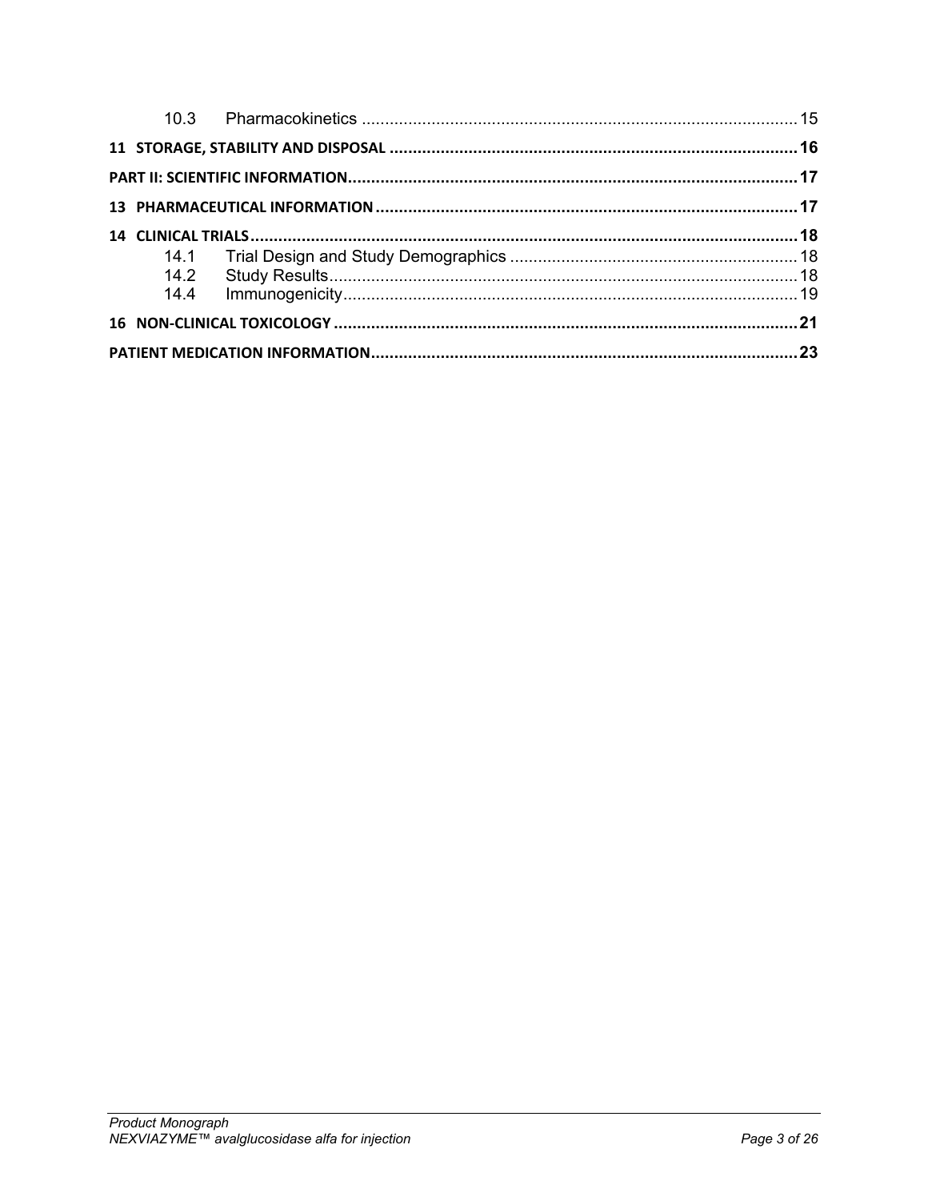10.3 Pharmacokinetics ..... 15

**11 STORAGE, STABILITY AND DISPOSAL ..... 16**

**PART II: SCIENTIFIC INFORMATION ..... 17**

**13 PHARMACEUTICAL INFORMATION ..... 17**

**14 CLINICAL TRIALS ..... 18**

14.1 Trial Design and Study Demographics ..... 18

14.2 Study Results ..... 18

14.4 Immunogenicity ..... 19

**16 NON-CLINICAL TOXICOLOGY ..... 21**

**PATIENT MEDICATION INFORMATION ..... 23**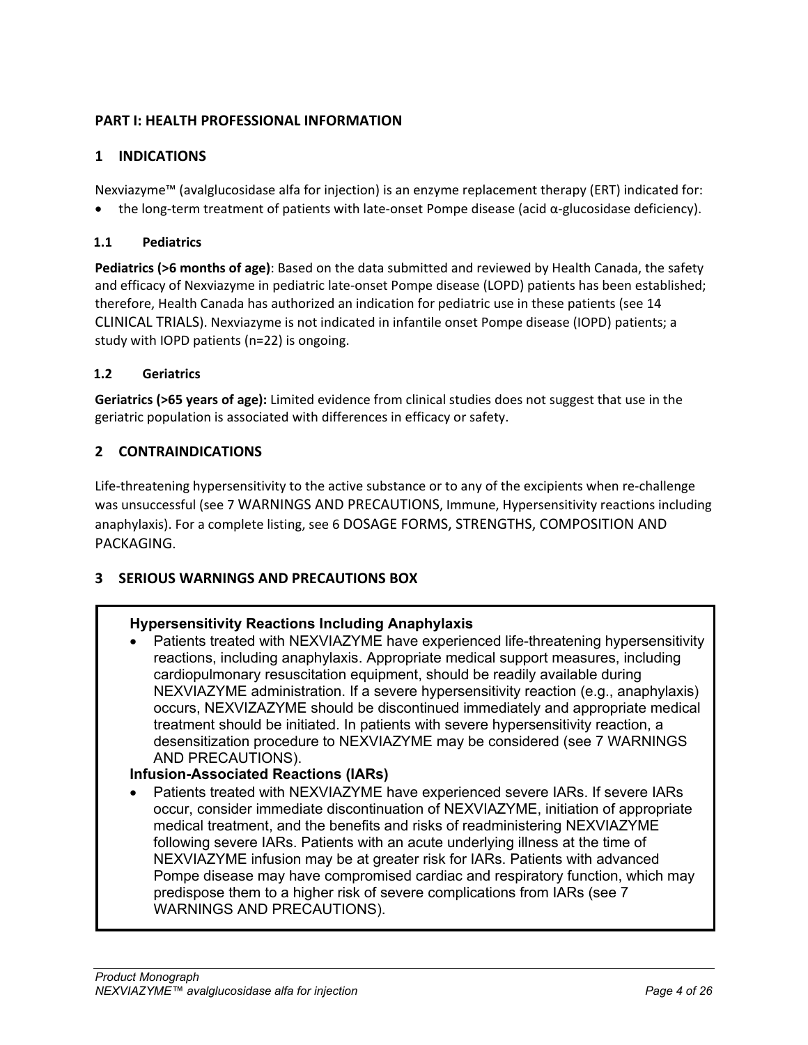# PART I: HEALTH PROFESSIONAL INFORMATION

## 1 INDICATIONS

Nexviazyme™ (avalglucosidase alfa for injection) is an enzyme replacement therapy (ERT) indicated for:

- the long-term treatment of patients with late-onset Pompe disease (acid α-glucosidase deficiency).

### 1.1 Pediatrics

**Pediatrics (>6 months of age)**: Based on the data submitted and reviewed by Health Canada, the safety and efficacy of Nexviazyme in pediatric late-onset Pompe disease (LOPD) patients has been established; therefore, Health Canada has authorized an indication for pediatric use in these patients (see 14 CLINICAL TRIALS). Nexviazyme is not indicated in infantile onset Pompe disease (IOPD) patients; a study with IOPD patients (n=22) is ongoing.

### 1.2 Geriatrics

**Geriatrics (>65 years of age):** Limited evidence from clinical studies does not suggest that use in the geriatric population is associated with differences in efficacy or safety.

## 2 CONTRAINDICATIONS

Life-threatening hypersensitivity to the active substance or to any of the excipients when re-challenge was unsuccessful (see 7 WARNINGS AND PRECAUTIONS, Immune, Hypersensitivity reactions including anaphylaxis). For a complete listing, see 6 DOSAGE FORMS, STRENGTHS, COMPOSITION AND PACKAGING.

## 3 SERIOUS WARNINGS AND PRECAUTIONS BOX

**Hypersensitivity Reactions Including Anaphylaxis**

- Patients treated with NEXVIAZYME have experienced life-threatening hypersensitivity reactions, including anaphylaxis. Appropriate medical support measures, including cardiopulmonary resuscitation equipment, should be readily available during NEXVIAZYME administration. If a severe hypersensitivity reaction (e.g., anaphylaxis) occurs, NEXVIZAZYME should be discontinued immediately and appropriate medical treatment should be initiated. In patients with severe hypersensitivity reaction, a desensitization procedure to NEXVIAZYME may be considered (see 7 WARNINGS AND PRECAUTIONS).

**Infusion-Associated Reactions (IARs)**

- Patients treated with NEXVIAZYME have experienced severe IARs. If severe IARs occur, consider immediate discontinuation of NEXVIAZYME, initiation of appropriate medical treatment, and the benefits and risks of readministering NEXVIAZYME following severe IARs. Patients with an acute underlying illness at the time of NEXVIAZYME infusion may be at greater risk for IARs. Patients with advanced Pompe disease may have compromised cardiac and respiratory function, which may predispose them to a higher risk of severe complications from IARs (see 7 WARNINGS AND PRECAUTIONS).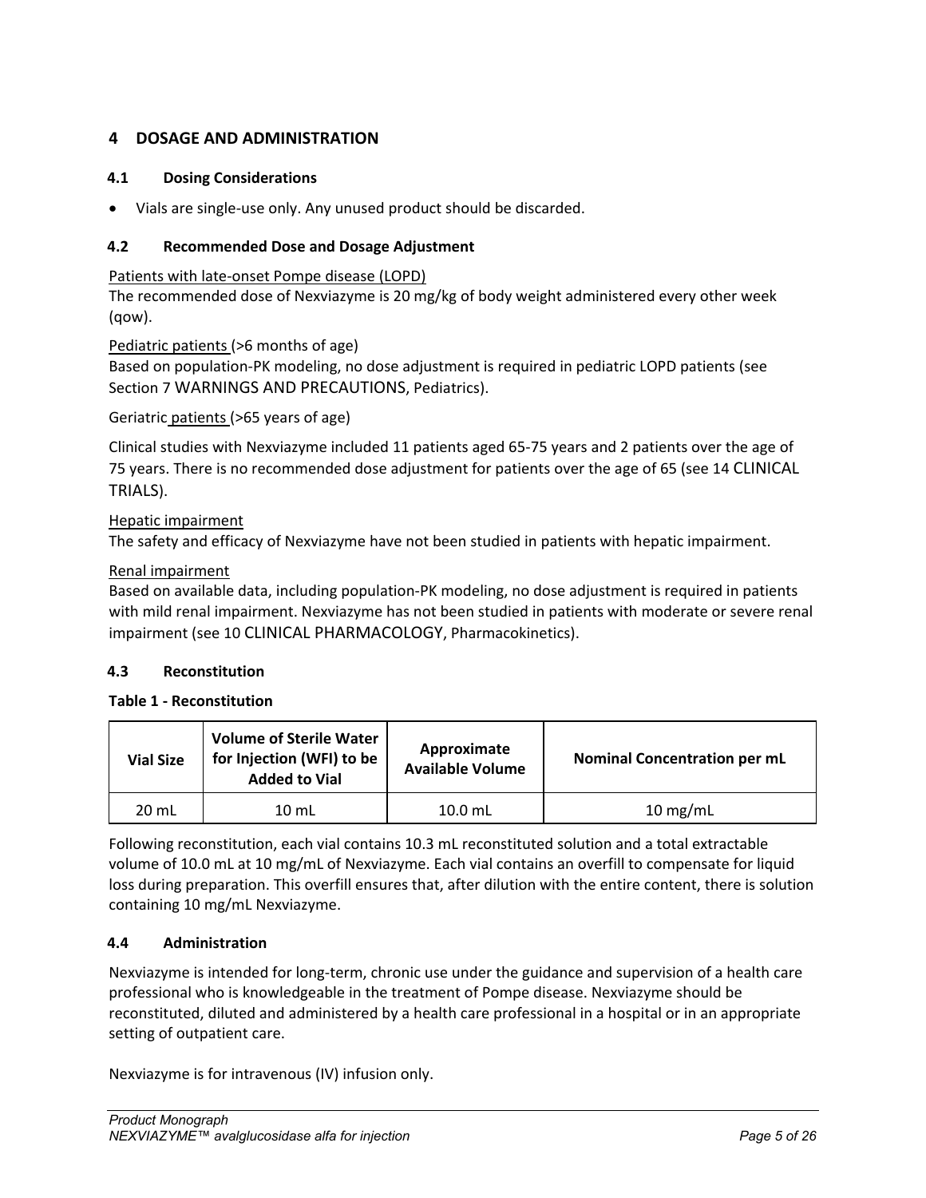# 4 DOSAGE AND ADMINISTRATION

## 4.1 Dosing Considerations

- Vials are single-use only. Any unused product should be discarded.

## 4.2 Recommended Dose and Dosage Adjustment

Patients with late-onset Pompe disease (LOPD)
The recommended dose of Nexviazyme is 20 mg/kg of body weight administered every other week (qow).

Pediatric patients (>6 months of age)
Based on population-PK modeling, no dose adjustment is required in pediatric LOPD patients (see Section 7 WARNINGS AND PRECAUTIONS, Pediatrics).

Geriatric patients (>65 years of age)

Clinical studies with Nexviazyme included 11 patients aged 65-75 years and 2 patients over the age of 75 years. There is no recommended dose adjustment for patients over the age of 65 (see 14 CLINICAL TRIALS).

Hepatic impairment
The safety and efficacy of Nexviazyme have not been studied in patients with hepatic impairment.

Renal impairment
Based on available data, including population-PK modeling, no dose adjustment is required in patients with mild renal impairment. Nexviazyme has not been studied in patients with moderate or severe renal impairment (see 10 CLINICAL PHARMACOLOGY, Pharmacokinetics).

## 4.3 Reconstitution

**Table 1 - Reconstitution**

| Vial Size | Volume of Sterile Water for Injection (WFI) to be Added to Vial | Approximate Available Volume | Nominal Concentration per mL |
|---|---|---|---|
| 20 mL | 10 mL | 10.0 mL | 10 mg/mL |

Following reconstitution, each vial contains 10.3 mL reconstituted solution and a total extractable volume of 10.0 mL at 10 mg/mL of Nexviazyme. Each vial contains an overfill to compensate for liquid loss during preparation. This overfill ensures that, after dilution with the entire content, there is solution containing 10 mg/mL Nexviazyme.

## 4.4 Administration

Nexviazyme is intended for long-term, chronic use under the guidance and supervision of a health care professional who is knowledgeable in the treatment of Pompe disease. Nexviazyme should be reconstituted, diluted and administered by a health care professional in a hospital or in an appropriate setting of outpatient care.

Nexviazyme is for intravenous (IV) infusion only.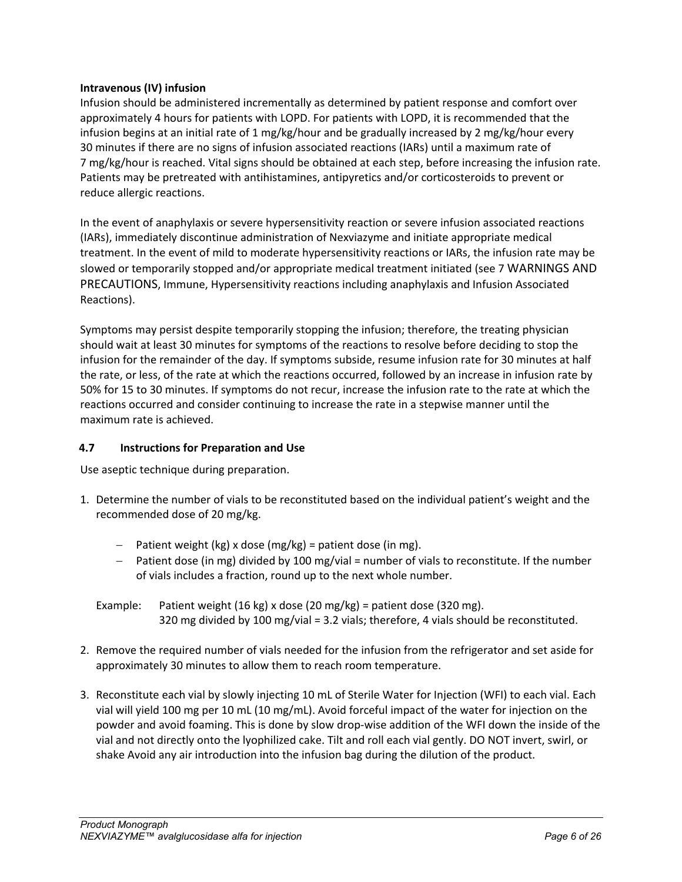**Intravenous (IV) infusion**

Infusion should be administered incrementally as determined by patient response and comfort over approximately 4 hours for patients with LOPD. For patients with LOPD, it is recommended that the infusion begins at an initial rate of 1 mg/kg/hour and be gradually increased by 2 mg/kg/hour every 30 minutes if there are no signs of infusion associated reactions (IARs) until a maximum rate of 7 mg/kg/hour is reached. Vital signs should be obtained at each step, before increasing the infusion rate. Patients may be pretreated with antihistamines, antipyretics and/or corticosteroids to prevent or reduce allergic reactions.

In the event of anaphylaxis or severe hypersensitivity reaction or severe infusion associated reactions (IARs), immediately discontinue administration of Nexviazyme and initiate appropriate medical treatment. In the event of mild to moderate hypersensitivity reactions or IARs, the infusion rate may be slowed or temporarily stopped and/or appropriate medical treatment initiated (see 7 WARNINGS AND PRECAUTIONS, Immune, Hypersensitivity reactions including anaphylaxis and Infusion Associated Reactions).

Symptoms may persist despite temporarily stopping the infusion; therefore, the treating physician should wait at least 30 minutes for symptoms of the reactions to resolve before deciding to stop the infusion for the remainder of the day. If symptoms subside, resume infusion rate for 30 minutes at half the rate, or less, of the rate at which the reactions occurred, followed by an increase in infusion rate by 50% for 15 to 30 minutes. If symptoms do not recur, increase the infusion rate to the rate at which the reactions occurred and consider continuing to increase the rate in a stepwise manner until the maximum rate is achieved.

## 4.7 Instructions for Preparation and Use

Use aseptic technique during preparation.

1. Determine the number of vials to be reconstituted based on the individual patient's weight and the recommended dose of 20 mg/kg.

   - Patient weight (kg) x dose (mg/kg) = patient dose (in mg).
   - Patient dose (in mg) divided by 100 mg/vial = number of vials to reconstitute. If the number of vials includes a fraction, round up to the next whole number.

   Example: Patient weight (16 kg) x dose (20 mg/kg) = patient dose (320 mg).
   320 mg divided by 100 mg/vial = 3.2 vials; therefore, 4 vials should be reconstituted.

2. Remove the required number of vials needed for the infusion from the refrigerator and set aside for approximately 30 minutes to allow them to reach room temperature.

3. Reconstitute each vial by slowly injecting 10 mL of Sterile Water for Injection (WFI) to each vial. Each vial will yield 100 mg per 10 mL (10 mg/mL). Avoid forceful impact of the water for injection on the powder and avoid foaming. This is done by slow drop-wise addition of the WFI down the inside of the vial and not directly onto the lyophilized cake. Tilt and roll each vial gently. DO NOT invert, swirl, or shake Avoid any air introduction into the infusion bag during the dilution of the product.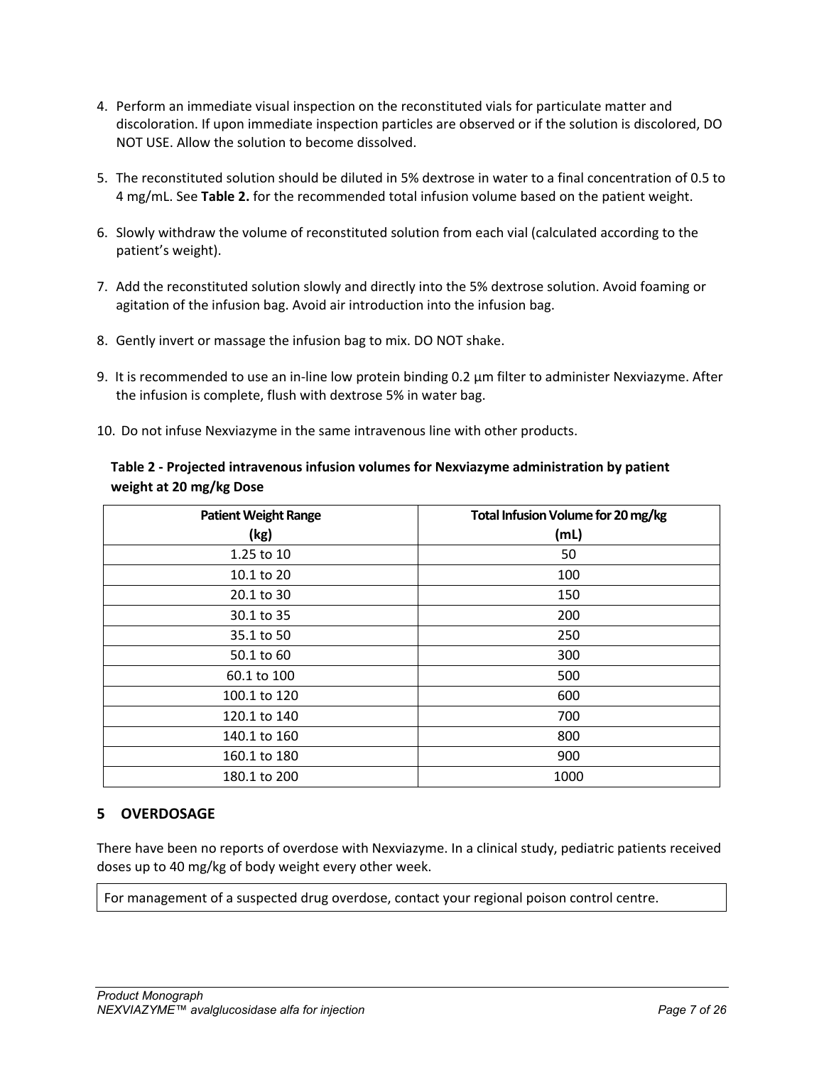4. Perform an immediate visual inspection on the reconstituted vials for particulate matter and discoloration. If upon immediate inspection particles are observed or if the solution is discolored, DO NOT USE. Allow the solution to become dissolved.

5. The reconstituted solution should be diluted in 5% dextrose in water to a final concentration of 0.5 to 4 mg/mL. See **Table 2.** for the recommended total infusion volume based on the patient weight.

6. Slowly withdraw the volume of reconstituted solution from each vial (calculated according to the patient's weight).

7. Add the reconstituted solution slowly and directly into the 5% dextrose solution. Avoid foaming or agitation of the infusion bag. Avoid air introduction into the infusion bag.

8. Gently invert or massage the infusion bag to mix. DO NOT shake.

9. It is recommended to use an in-line low protein binding 0.2 µm filter to administer Nexviazyme. After the infusion is complete, flush with dextrose 5% in water bag.

10. Do not infuse Nexviazyme in the same intravenous line with other products.

**Table 2 - Projected intravenous infusion volumes for Nexviazyme administration by patient weight at 20 mg/kg Dose**

| Patient Weight Range (kg) | Total Infusion Volume for 20 mg/kg (mL) |
|---|---|
| 1.25 to 10 | 50 |
| 10.1 to 20 | 100 |
| 20.1 to 30 | 150 |
| 30.1 to 35 | 200 |
| 35.1 to 50 | 250 |
| 50.1 to 60 | 300 |
| 60.1 to 100 | 500 |
| 100.1 to 120 | 600 |
| 120.1 to 140 | 700 |
| 140.1 to 160 | 800 |
| 160.1 to 180 | 900 |
| 180.1 to 200 | 1000 |

## 5 OVERDOSAGE

There have been no reports of overdose with Nexviazyme. In a clinical study, pediatric patients received doses up to 40 mg/kg of body weight every other week.

For management of a suspected drug overdose, contact your regional poison control centre.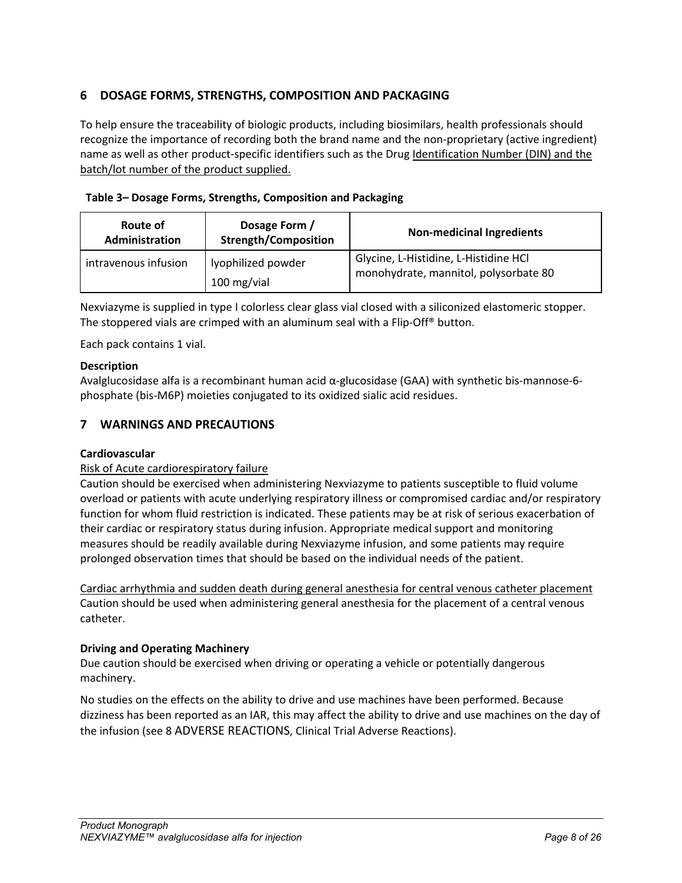## 6 DOSAGE FORMS, STRENGTHS, COMPOSITION AND PACKAGING

To help ensure the traceability of biologic products, including biosimilars, health professionals should recognize the importance of recording both the brand name and the non-proprietary (active ingredient) name as well as other product-specific identifiers such as the Drug Identification Number (DIN) and the batch/lot number of the product supplied.

**Table 3– Dosage Forms, Strengths, Composition and Packaging**

| Route of Administration | Dosage Form / Strength/Composition | Non-medicinal Ingredients |
|---|---|---|
| intravenous infusion | lyophilized powder<br>100 mg/vial | Glycine, L-Histidine, L-Histidine HCl monohydrate, mannitol, polysorbate 80 |

Nexviazyme is supplied in type I colorless clear glass vial closed with a siliconized elastomeric stopper. The stoppered vials are crimped with an aluminum seal with a Flip-Off® button.

Each pack contains 1 vial.

**Description**
Avalglucosidase alfa is a recombinant human acid α-glucosidase (GAA) with synthetic bis-mannose-6-phosphate (bis-M6P) moieties conjugated to its oxidized sialic acid residues.

## 7 WARNINGS AND PRECAUTIONS

**Cardiovascular**

Risk of Acute cardiorespiratory failure
Caution should be exercised when administering Nexviazyme to patients susceptible to fluid volume overload or patients with acute underlying respiratory illness or compromised cardiac and/or respiratory function for whom fluid restriction is indicated. These patients may be at risk of serious exacerbation of their cardiac or respiratory status during infusion. Appropriate medical support and monitoring measures should be readily available during Nexviazyme infusion, and some patients may require prolonged observation times that should be based on the individual needs of the patient.

Cardiac arrhythmia and sudden death during general anesthesia for central venous catheter placement
Caution should be used when administering general anesthesia for the placement of a central venous catheter.

**Driving and Operating Machinery**
Due caution should be exercised when driving or operating a vehicle or potentially dangerous machinery.

No studies on the effects on the ability to drive and use machines have been performed. Because dizziness has been reported as an IAR, this may affect the ability to drive and use machines on the day of the infusion (see 8 ADVERSE REACTIONS, Clinical Trial Adverse Reactions).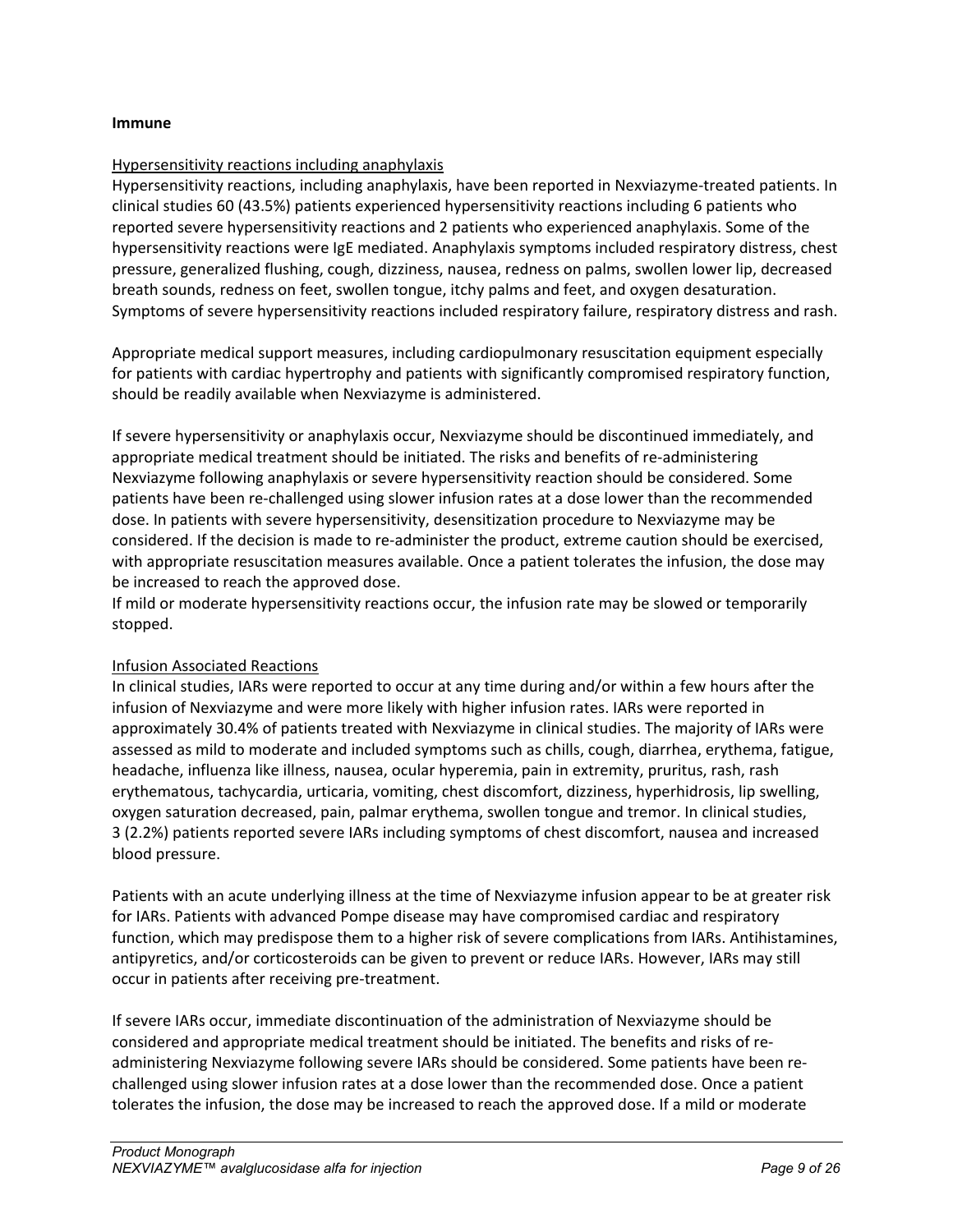**Immune**

Hypersensitivity reactions including anaphylaxis

Hypersensitivity reactions, including anaphylaxis, have been reported in Nexviazyme-treated patients. In clinical studies 60 (43.5%) patients experienced hypersensitivity reactions including 6 patients who reported severe hypersensitivity reactions and 2 patients who experienced anaphylaxis. Some of the hypersensitivity reactions were IgE mediated. Anaphylaxis symptoms included respiratory distress, chest pressure, generalized flushing, cough, dizziness, nausea, redness on palms, swollen lower lip, decreased breath sounds, redness on feet, swollen tongue, itchy palms and feet, and oxygen desaturation. Symptoms of severe hypersensitivity reactions included respiratory failure, respiratory distress and rash.

Appropriate medical support measures, including cardiopulmonary resuscitation equipment especially for patients with cardiac hypertrophy and patients with significantly compromised respiratory function, should be readily available when Nexviazyme is administered.

If severe hypersensitivity or anaphylaxis occur, Nexviazyme should be discontinued immediately, and appropriate medical treatment should be initiated. The risks and benefits of re-administering Nexviazyme following anaphylaxis or severe hypersensitivity reaction should be considered. Some patients have been re-challenged using slower infusion rates at a dose lower than the recommended dose. In patients with severe hypersensitivity, desensitization procedure to Nexviazyme may be considered. If the decision is made to re-administer the product, extreme caution should be exercised, with appropriate resuscitation measures available. Once a patient tolerates the infusion, the dose may be increased to reach the approved dose.
If mild or moderate hypersensitivity reactions occur, the infusion rate may be slowed or temporarily stopped.

Infusion Associated Reactions

In clinical studies, IARs were reported to occur at any time during and/or within a few hours after the infusion of Nexviazyme and were more likely with higher infusion rates. IARs were reported in approximately 30.4% of patients treated with Nexviazyme in clinical studies. The majority of IARs were assessed as mild to moderate and included symptoms such as chills, cough, diarrhea, erythema, fatigue, headache, influenza like illness, nausea, ocular hyperemia, pain in extremity, pruritus, rash, rash erythematous, tachycardia, urticaria, vomiting, chest discomfort, dizziness, hyperhidrosis, lip swelling, oxygen saturation decreased, pain, palmar erythema, swollen tongue and tremor. In clinical studies, 3 (2.2%) patients reported severe IARs including symptoms of chest discomfort, nausea and increased blood pressure.

Patients with an acute underlying illness at the time of Nexviazyme infusion appear to be at greater risk for IARs. Patients with advanced Pompe disease may have compromised cardiac and respiratory function, which may predispose them to a higher risk of severe complications from IARs. Antihistamines, antipyretics, and/or corticosteroids can be given to prevent or reduce IARs. However, IARs may still occur in patients after receiving pre-treatment.

If severe IARs occur, immediate discontinuation of the administration of Nexviazyme should be considered and appropriate medical treatment should be initiated. The benefits and risks of re-administering Nexviazyme following severe IARs should be considered. Some patients have been re-challenged using slower infusion rates at a dose lower than the recommended dose. Once a patient tolerates the infusion, the dose may be increased to reach the approved dose. If a mild or moderate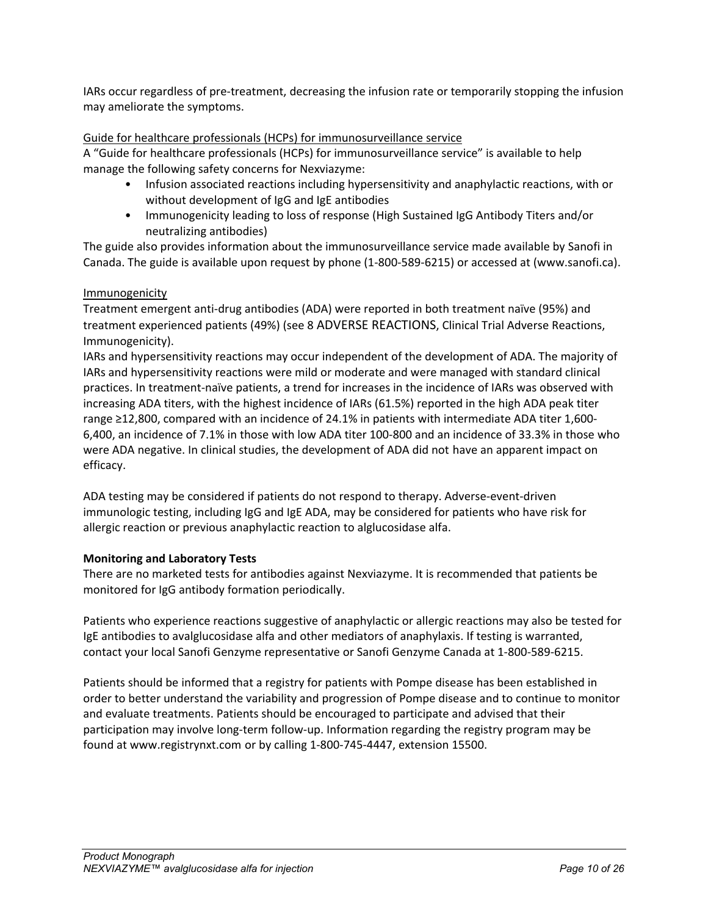IARs occur regardless of pre-treatment, decreasing the infusion rate or temporarily stopping the infusion may ameliorate the symptoms.

Guide for healthcare professionals (HCPs) for immunosurveillance service

A "Guide for healthcare professionals (HCPs) for immunosurveillance service" is available to help manage the following safety concerns for Nexviazyme:

- Infusion associated reactions including hypersensitivity and anaphylactic reactions, with or without development of IgG and IgE antibodies
- Immunogenicity leading to loss of response (High Sustained IgG Antibody Titers and/or neutralizing antibodies)

The guide also provides information about the immunosurveillance service made available by Sanofi in Canada. The guide is available upon request by phone (1-800-589-6215) or accessed at (www.sanofi.ca).

Immunogenicity

Treatment emergent anti-drug antibodies (ADA) were reported in both treatment naïve (95%) and treatment experienced patients (49%) (see 8 ADVERSE REACTIONS, Clinical Trial Adverse Reactions, Immunogenicity).

IARs and hypersensitivity reactions may occur independent of the development of ADA. The majority of IARs and hypersensitivity reactions were mild or moderate and were managed with standard clinical practices. In treatment-naïve patients, a trend for increases in the incidence of IARs was observed with increasing ADA titers, with the highest incidence of IARs (61.5%) reported in the high ADA peak titer range ≥12,800, compared with an incidence of 24.1% in patients with intermediate ADA titer 1,600-6,400, an incidence of 7.1% in those with low ADA titer 100-800 and an incidence of 33.3% in those who were ADA negative. In clinical studies, the development of ADA did not have an apparent impact on efficacy.

ADA testing may be considered if patients do not respond to therapy. Adverse-event-driven immunologic testing, including IgG and IgE ADA, may be considered for patients who have risk for allergic reaction or previous anaphylactic reaction to alglucosidase alfa.

**Monitoring and Laboratory Tests**

There are no marketed tests for antibodies against Nexviazyme. It is recommended that patients be monitored for IgG antibody formation periodically.

Patients who experience reactions suggestive of anaphylactic or allergic reactions may also be tested for IgE antibodies to avalglucosidase alfa and other mediators of anaphylaxis. If testing is warranted, contact your local Sanofi Genzyme representative or Sanofi Genzyme Canada at 1-800-589-6215.

Patients should be informed that a registry for patients with Pompe disease has been established in order to better understand the variability and progression of Pompe disease and to continue to monitor and evaluate treatments. Patients should be encouraged to participate and advised that their participation may involve long-term follow-up. Information regarding the registry program may be found at www.registrynxt.com or by calling 1-800-745-4447, extension 15500.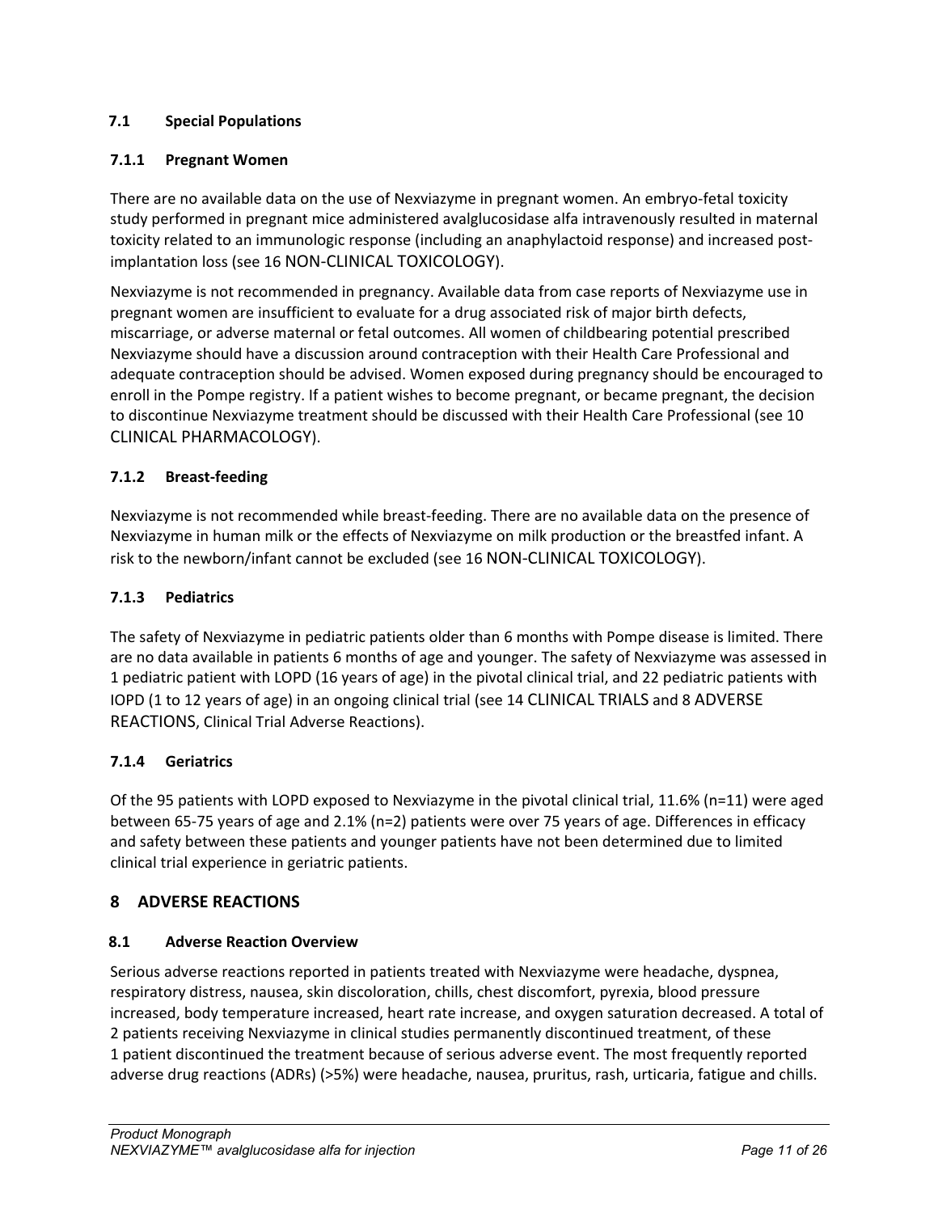### 7.1 Special Populations

#### 7.1.1 Pregnant Women

There are no available data on the use of Nexviazyme in pregnant women. An embryo-fetal toxicity study performed in pregnant mice administered avalglucosidase alfa intravenously resulted in maternal toxicity related to an immunologic response (including an anaphylactoid response) and increased post-implantation loss (see 16 NON-CLINICAL TOXICOLOGY).

Nexviazyme is not recommended in pregnancy. Available data from case reports of Nexviazyme use in pregnant women are insufficient to evaluate for a drug associated risk of major birth defects, miscarriage, or adverse maternal or fetal outcomes. All women of childbearing potential prescribed Nexviazyme should have a discussion around contraception with their Health Care Professional and adequate contraception should be advised. Women exposed during pregnancy should be encouraged to enroll in the Pompe registry. If a patient wishes to become pregnant, or became pregnant, the decision to discontinue Nexviazyme treatment should be discussed with their Health Care Professional (see 10 CLINICAL PHARMACOLOGY).

#### 7.1.2 Breast-feeding

Nexviazyme is not recommended while breast-feeding. There are no available data on the presence of Nexviazyme in human milk or the effects of Nexviazyme on milk production or the breastfed infant. A risk to the newborn/infant cannot be excluded (see 16 NON-CLINICAL TOXICOLOGY).

#### 7.1.3 Pediatrics

The safety of Nexviazyme in pediatric patients older than 6 months with Pompe disease is limited. There are no data available in patients 6 months of age and younger. The safety of Nexviazyme was assessed in 1 pediatric patient with LOPD (16 years of age) in the pivotal clinical trial, and 22 pediatric patients with IOPD (1 to 12 years of age) in an ongoing clinical trial (see 14 CLINICAL TRIALS and 8 ADVERSE REACTIONS, Clinical Trial Adverse Reactions).

#### 7.1.4 Geriatrics

Of the 95 patients with LOPD exposed to Nexviazyme in the pivotal clinical trial, 11.6% (n=11) were aged between 65-75 years of age and 2.1% (n=2) patients were over 75 years of age. Differences in efficacy and safety between these patients and younger patients have not been determined due to limited clinical trial experience in geriatric patients.

## 8 ADVERSE REACTIONS

### 8.1 Adverse Reaction Overview

Serious adverse reactions reported in patients treated with Nexviazyme were headache, dyspnea, respiratory distress, nausea, skin discoloration, chills, chest discomfort, pyrexia, blood pressure increased, body temperature increased, heart rate increase, and oxygen saturation decreased. A total of 2 patients receiving Nexviazyme in clinical studies permanently discontinued treatment, of these 1 patient discontinued the treatment because of serious adverse event. The most frequently reported adverse drug reactions (ADRs) (>5%) were headache, nausea, pruritus, rash, urticaria, fatigue and chills.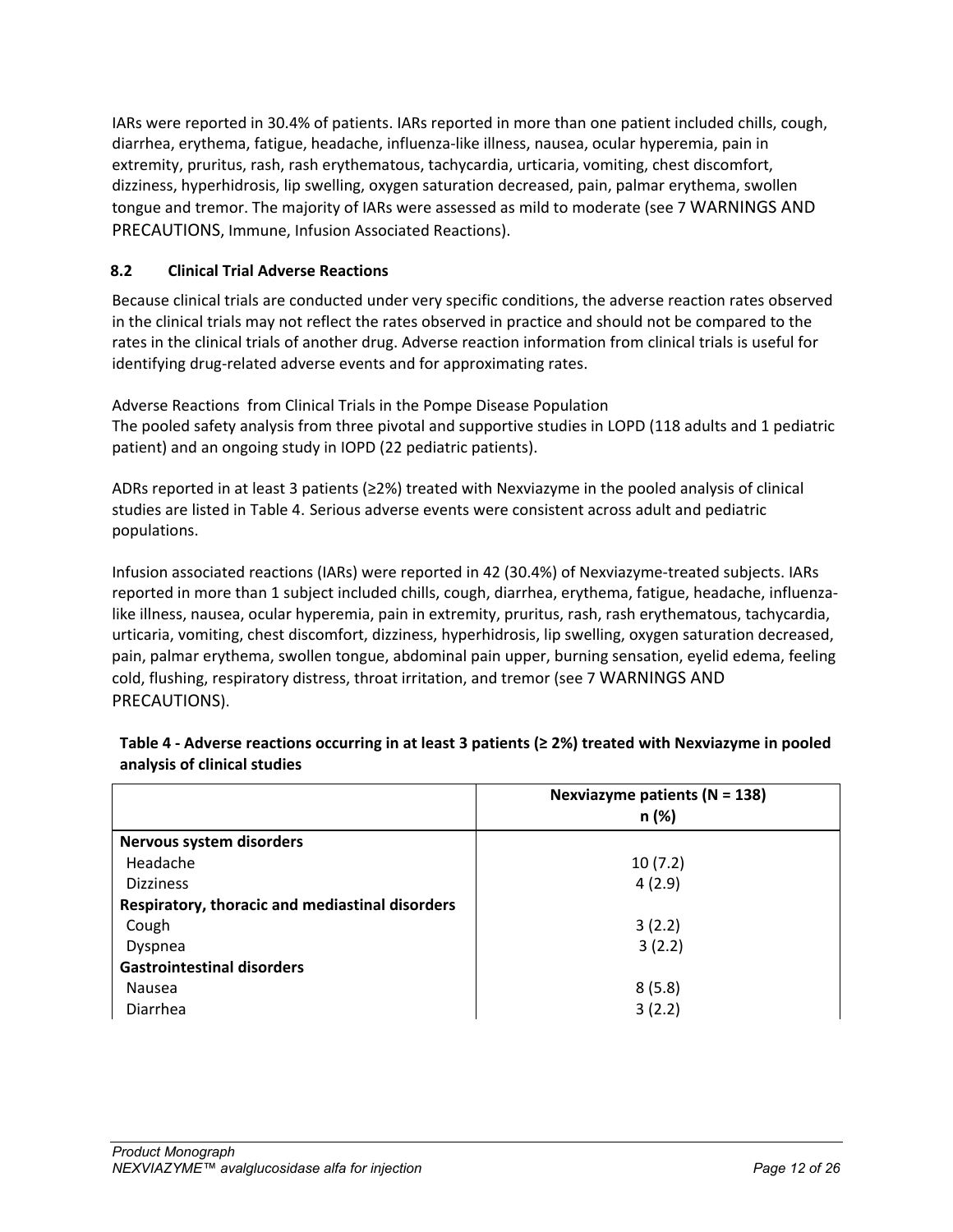IARs were reported in 30.4% of patients. IARs reported in more than one patient included chills, cough, diarrhea, erythema, fatigue, headache, influenza-like illness, nausea, ocular hyperemia, pain in extremity, pruritus, rash, rash erythematous, tachycardia, urticaria, vomiting, chest discomfort, dizziness, hyperhidrosis, lip swelling, oxygen saturation decreased, pain, palmar erythema, swollen tongue and tremor. The majority of IARs were assessed as mild to moderate (see 7 WARNINGS AND PRECAUTIONS, Immune, Infusion Associated Reactions).

### 8.2 Clinical Trial Adverse Reactions

Because clinical trials are conducted under very specific conditions, the adverse reaction rates observed in the clinical trials may not reflect the rates observed in practice and should not be compared to the rates in the clinical trials of another drug. Adverse reaction information from clinical trials is useful for identifying drug-related adverse events and for approximating rates.

Adverse Reactions from Clinical Trials in the Pompe Disease Population
The pooled safety analysis from three pivotal and supportive studies in LOPD (118 adults and 1 pediatric patient) and an ongoing study in IOPD (22 pediatric patients).

ADRs reported in at least 3 patients (≥2%) treated with Nexviazyme in the pooled analysis of clinical studies are listed in Table 4. Serious adverse events were consistent across adult and pediatric populations.

Infusion associated reactions (IARs) were reported in 42 (30.4%) of Nexviazyme-treated subjects. IARs reported in more than 1 subject included chills, cough, diarrhea, erythema, fatigue, headache, influenza-like illness, nausea, ocular hyperemia, pain in extremity, pruritus, rash, rash erythematous, tachycardia, urticaria, vomiting, chest discomfort, dizziness, hyperhidrosis, lip swelling, oxygen saturation decreased, pain, palmar erythema, swollen tongue, abdominal pain upper, burning sensation, eyelid edema, feeling cold, flushing, respiratory distress, throat irritation, and tremor (see 7 WARNINGS AND PRECAUTIONS).

**Table 4 - Adverse reactions occurring in at least 3 patients (≥ 2%) treated with Nexviazyme in pooled analysis of clinical studies**

| | Nexviazyme patients (N = 138) n (%) |
|---|---|
| **Nervous system disorders** | |
| Headache | 10 (7.2) |
| Dizziness | 4 (2.9) |
| **Respiratory, thoracic and mediastinal disorders** | |
| Cough | 3 (2.2) |
| Dyspnea | 3 (2.2) |
| **Gastrointestinal disorders** | |
| Nausea | 8 (5.8) |
| Diarrhea | 3 (2.2) |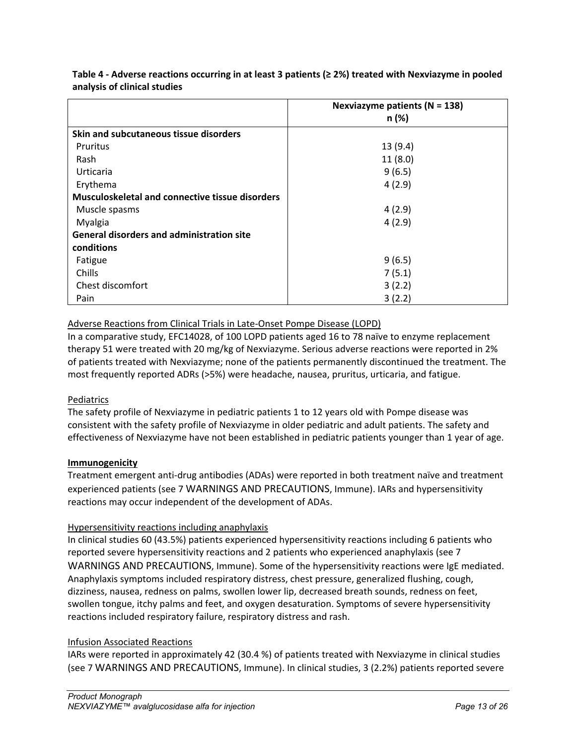**Table 4 - Adverse reactions occurring in at least 3 patients (≥ 2%) treated with Nexviazyme in pooled analysis of clinical studies**

| | Nexviazyme patients (N = 138) n (%) |
|---|---|
| **Skin and subcutaneous tissue disorders** | |
| Pruritus | 13 (9.4) |
| Rash | 11 (8.0) |
| Urticaria | 9 (6.5) |
| Erythema | 4 (2.9) |
| **Musculoskeletal and connective tissue disorders** | |
| Muscle spasms | 4 (2.9) |
| Myalgia | 4 (2.9) |
| **General disorders and administration site conditions** | |
| Fatigue | 9 (6.5) |
| Chills | 7 (5.1) |
| Chest discomfort | 3 (2.2) |
| Pain | 3 (2.2) |

Adverse Reactions from Clinical Trials in Late-Onset Pompe Disease (LOPD)

In a comparative study, EFC14028, of 100 LOPD patients aged 16 to 78 naïve to enzyme replacement therapy 51 were treated with 20 mg/kg of Nexviazyme. Serious adverse reactions were reported in 2% of patients treated with Nexviazyme; none of the patients permanently discontinued the treatment. The most frequently reported ADRs (>5%) were headache, nausea, pruritus, urticaria, and fatigue.

Pediatrics

The safety profile of Nexviazyme in pediatric patients 1 to 12 years old with Pompe disease was consistent with the safety profile of Nexviazyme in older pediatric and adult patients. The safety and effectiveness of Nexviazyme have not been established in pediatric patients younger than 1 year of age.

**Immunogenicity**

Treatment emergent anti-drug antibodies (ADAs) were reported in both treatment naïve and treatment experienced patients (see 7 WARNINGS AND PRECAUTIONS, Immune). IARs and hypersensitivity reactions may occur independent of the development of ADAs.

Hypersensitivity reactions including anaphylaxis

In clinical studies 60 (43.5%) patients experienced hypersensitivity reactions including 6 patients who reported severe hypersensitivity reactions and 2 patients who experienced anaphylaxis (see 7 WARNINGS AND PRECAUTIONS, Immune). Some of the hypersensitivity reactions were IgE mediated. Anaphylaxis symptoms included respiratory distress, chest pressure, generalized flushing, cough, dizziness, nausea, redness on palms, swollen lower lip, decreased breath sounds, redness on feet, swollen tongue, itchy palms and feet, and oxygen desaturation. Symptoms of severe hypersensitivity reactions included respiratory failure, respiratory distress and rash.

Infusion Associated Reactions

IARs were reported in approximately 42 (30.4 %) of patients treated with Nexviazyme in clinical studies (see 7 WARNINGS AND PRECAUTIONS, Immune). In clinical studies, 3 (2.2%) patients reported severe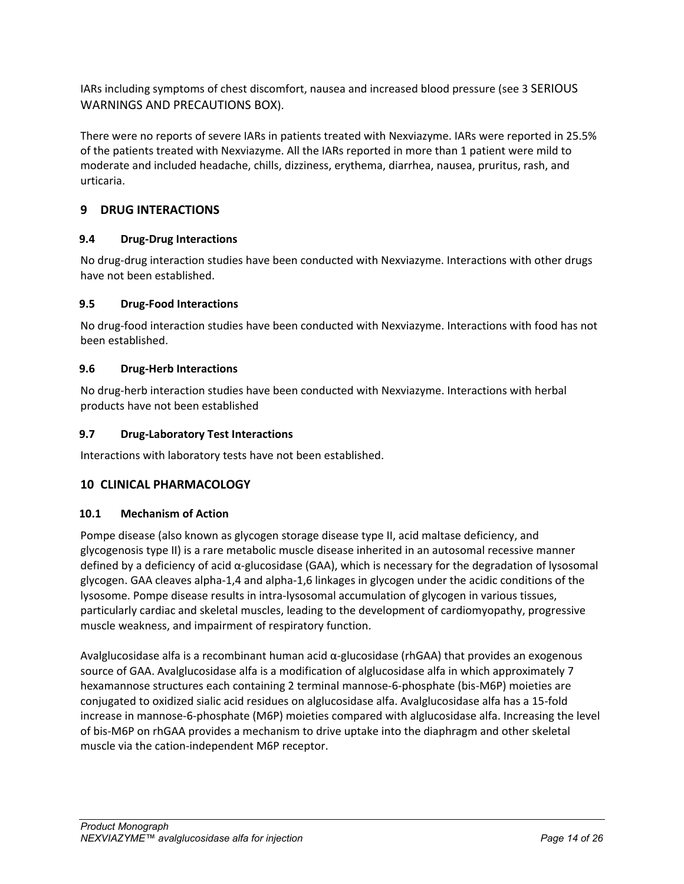IARs including symptoms of chest discomfort, nausea and increased blood pressure (see 3 SERIOUS WARNINGS AND PRECAUTIONS BOX).

There were no reports of severe IARs in patients treated with Nexviazyme. IARs were reported in 25.5% of the patients treated with Nexviazyme. All the IARs reported in more than 1 patient were mild to moderate and included headache, chills, dizziness, erythema, diarrhea, nausea, pruritus, rash, and urticaria.

## 9 DRUG INTERACTIONS

### 9.4 Drug-Drug Interactions

No drug-drug interaction studies have been conducted with Nexviazyme. Interactions with other drugs have not been established.

### 9.5 Drug-Food Interactions

No drug-food interaction studies have been conducted with Nexviazyme. Interactions with food has not been established.

### 9.6 Drug-Herb Interactions

No drug-herb interaction studies have been conducted with Nexviazyme. Interactions with herbal products have not been established

### 9.7 Drug-Laboratory Test Interactions

Interactions with laboratory tests have not been established.

## 10 CLINICAL PHARMACOLOGY

### 10.1 Mechanism of Action

Pompe disease (also known as glycogen storage disease type II, acid maltase deficiency, and glycogenosis type II) is a rare metabolic muscle disease inherited in an autosomal recessive manner defined by a deficiency of acid α-glucosidase (GAA), which is necessary for the degradation of lysosomal glycogen. GAA cleaves alpha-1,4 and alpha-1,6 linkages in glycogen under the acidic conditions of the lysosome. Pompe disease results in intra-lysosomal accumulation of glycogen in various tissues, particularly cardiac and skeletal muscles, leading to the development of cardiomyopathy, progressive muscle weakness, and impairment of respiratory function.

Avalglucosidase alfa is a recombinant human acid α-glucosidase (rhGAA) that provides an exogenous source of GAA. Avalglucosidase alfa is a modification of alglucosidase alfa in which approximately 7 hexamannose structures each containing 2 terminal mannose-6-phosphate (bis-M6P) moieties are conjugated to oxidized sialic acid residues on alglucosidase alfa. Avalglucosidase alfa has a 15-fold increase in mannose-6-phosphate (M6P) moieties compared with alglucosidase alfa. Increasing the level of bis-M6P on rhGAA provides a mechanism to drive uptake into the diaphragm and other skeletal muscle via the cation-independent M6P receptor.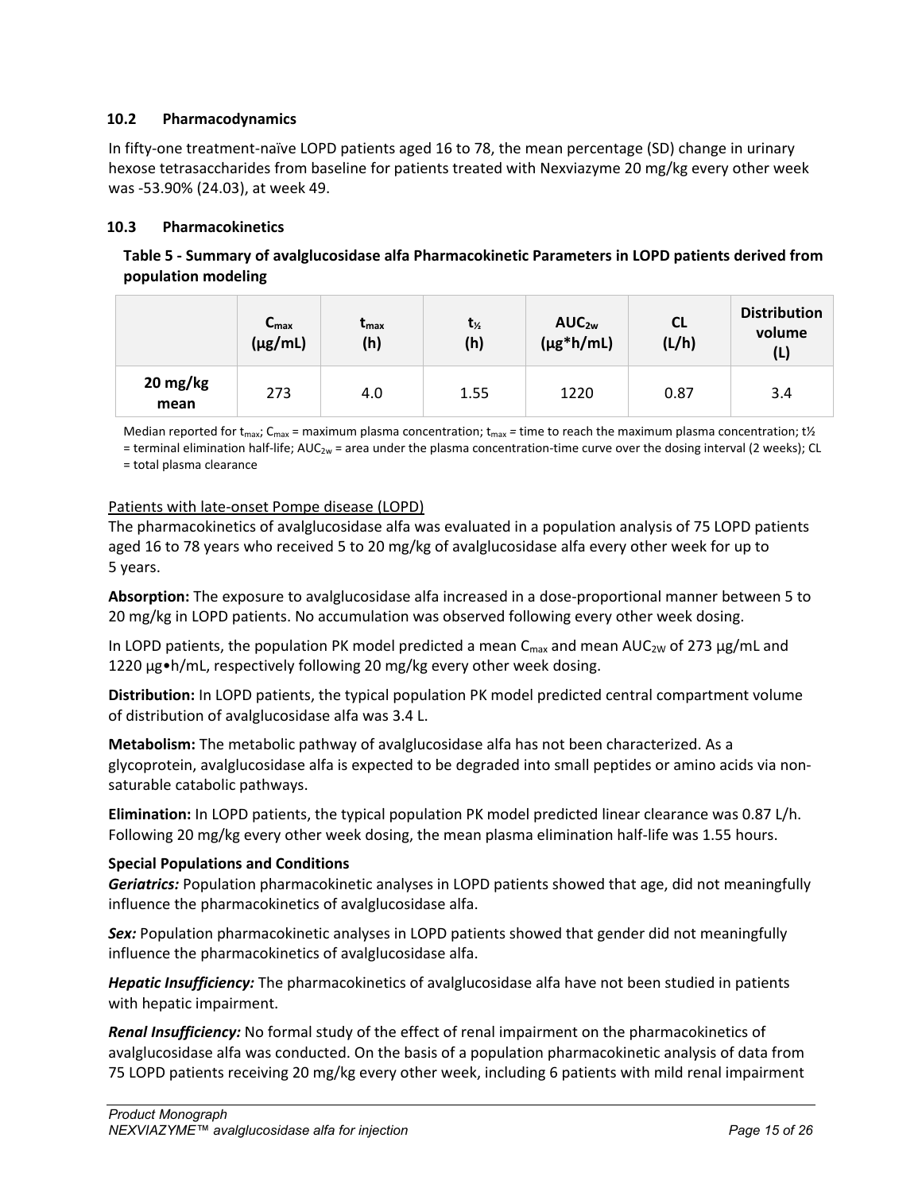### 10.2 Pharmacodynamics

In fifty-one treatment-naïve LOPD patients aged 16 to 78, the mean percentage (SD) change in urinary hexose tetrasaccharides from baseline for patients treated with Nexviazyme 20 mg/kg every other week was -53.90% (24.03), at week 49.

### 10.3 Pharmacokinetics

**Table 5 - Summary of avalglucosidase alfa Pharmacokinetic Parameters in LOPD patients derived from population modeling**

| | $C_{max}$ (µg/mL) | $t_{max}$ (h) | $t_{½}$ (h) | $AUC_{2w}$ (µg*h/mL) | CL (L/h) | Distribution volume (L) |
|---|---|---|---|---|---|---|
| **20 mg/kg mean** | 273 | 4.0 | 1.55 | 1220 | 0.87 | 3.4 |

Median reported for $t_{max}$; $C_{max}$ = maximum plasma concentration; $t_{max}$ = time to reach the maximum plasma concentration; $t½$ = terminal elimination half-life; $AUC_{2w}$ = area under the plasma concentration-time curve over the dosing interval (2 weeks); CL = total plasma clearance

Patients with late-onset Pompe disease (LOPD)

The pharmacokinetics of avalglucosidase alfa was evaluated in a population analysis of 75 LOPD patients aged 16 to 78 years who received 5 to 20 mg/kg of avalglucosidase alfa every other week for up to 5 years.

**Absorption:** The exposure to avalglucosidase alfa increased in a dose-proportional manner between 5 to 20 mg/kg in LOPD patients. No accumulation was observed following every other week dosing.

In LOPD patients, the population PK model predicted a mean $C_{max}$ and mean $AUC_{2W}$ of 273 µg/mL and 1220 µg•h/mL, respectively following 20 mg/kg every other week dosing.

**Distribution:** In LOPD patients, the typical population PK model predicted central compartment volume of distribution of avalglucosidase alfa was 3.4 L.

**Metabolism:** The metabolic pathway of avalglucosidase alfa has not been characterized. As a glycoprotein, avalglucosidase alfa is expected to be degraded into small peptides or amino acids via non-saturable catabolic pathways.

**Elimination:** In LOPD patients, the typical population PK model predicted linear clearance was 0.87 L/h. Following 20 mg/kg every other week dosing, the mean plasma elimination half-life was 1.55 hours.

**Special Populations and Conditions**

***Geriatrics:*** Population pharmacokinetic analyses in LOPD patients showed that age, did not meaningfully influence the pharmacokinetics of avalglucosidase alfa.

***Sex:*** Population pharmacokinetic analyses in LOPD patients showed that gender did not meaningfully influence the pharmacokinetics of avalglucosidase alfa.

***Hepatic Insufficiency:*** The pharmacokinetics of avalglucosidase alfa have not been studied in patients with hepatic impairment.

***Renal Insufficiency:*** No formal study of the effect of renal impairment on the pharmacokinetics of avalglucosidase alfa was conducted. On the basis of a population pharmacokinetic analysis of data from 75 LOPD patients receiving 20 mg/kg every other week, including 6 patients with mild renal impairment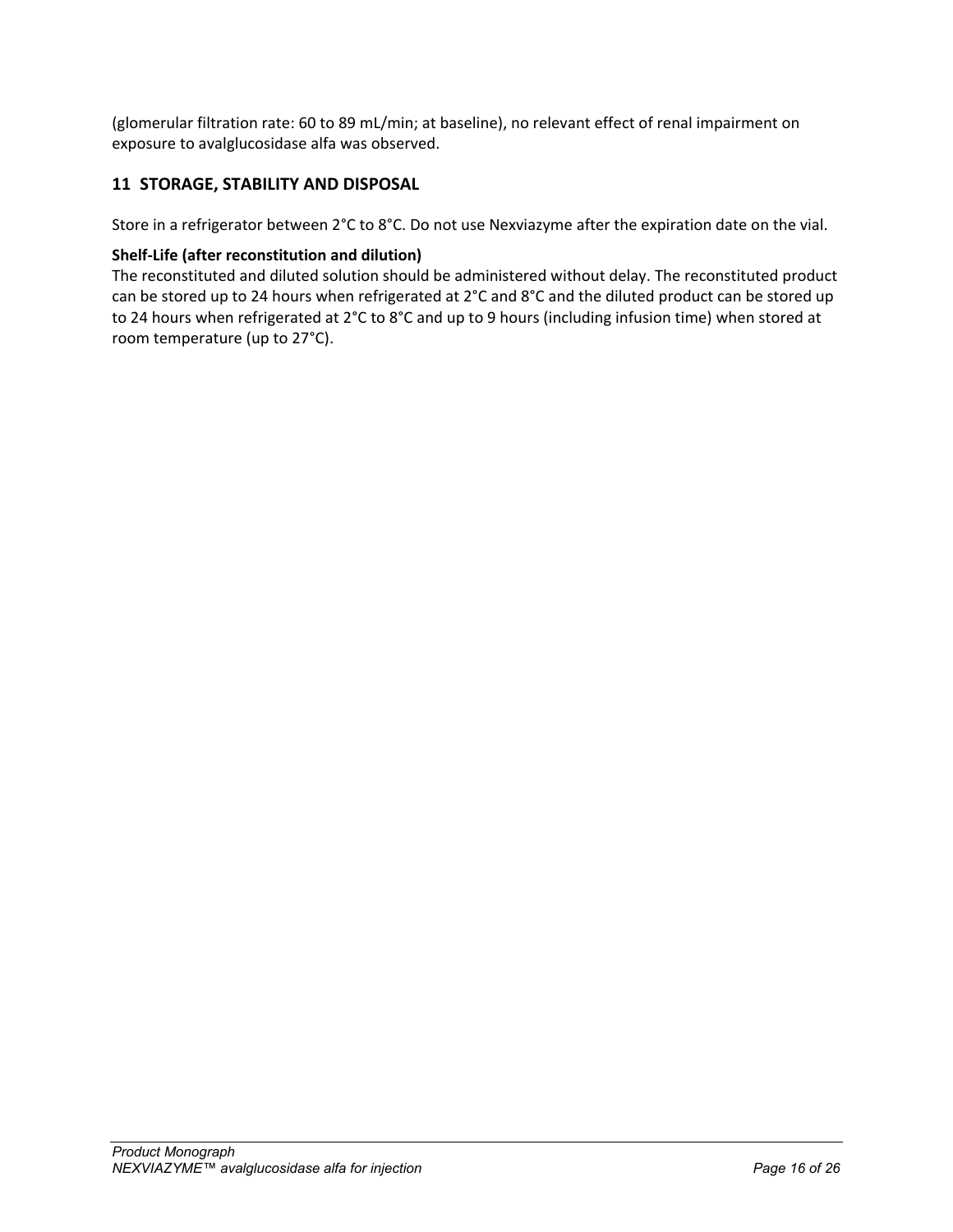(glomerular filtration rate: 60 to 89 mL/min; at baseline), no relevant effect of renal impairment on exposure to avalglucosidase alfa was observed.

## 11 STORAGE, STABILITY AND DISPOSAL

Store in a refrigerator between 2°C to 8°C. Do not use Nexviazyme after the expiration date on the vial.

**Shelf-Life (after reconstitution and dilution)**
The reconstituted and diluted solution should be administered without delay. The reconstituted product can be stored up to 24 hours when refrigerated at 2°C and 8°C and the diluted product can be stored up to 24 hours when refrigerated at 2°C to 8°C and up to 9 hours (including infusion time) when stored at room temperature (up to 27°C).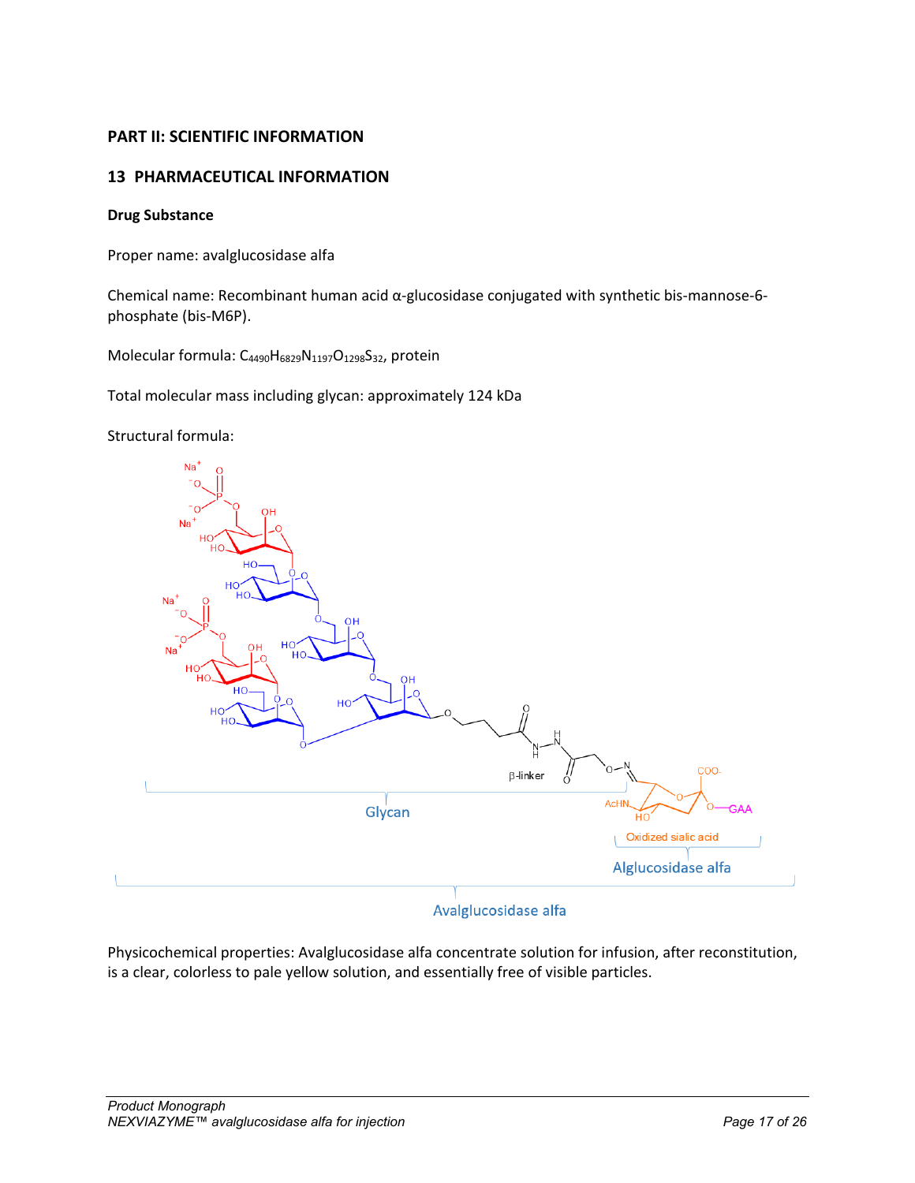## PART II: SCIENTIFIC INFORMATION

## 13 PHARMACEUTICAL INFORMATION

**Drug Substance**

Proper name: avalglucosidase alfa

Chemical name: Recombinant human acid α-glucosidase conjugated with synthetic bis-mannose-6-phosphate (bis-M6P).

Molecular formula: $C_{4490}H_{6829}N_{1197}O_{1298}S_{32}$, protein

Total molecular mass including glycan: approximately 124 kDa

Structural formula:

Physicochemical properties: Avalglucosidase alfa concentrate solution for infusion, after reconstitution, is a clear, colorless to pale yellow solution, and essentially free of visible particles.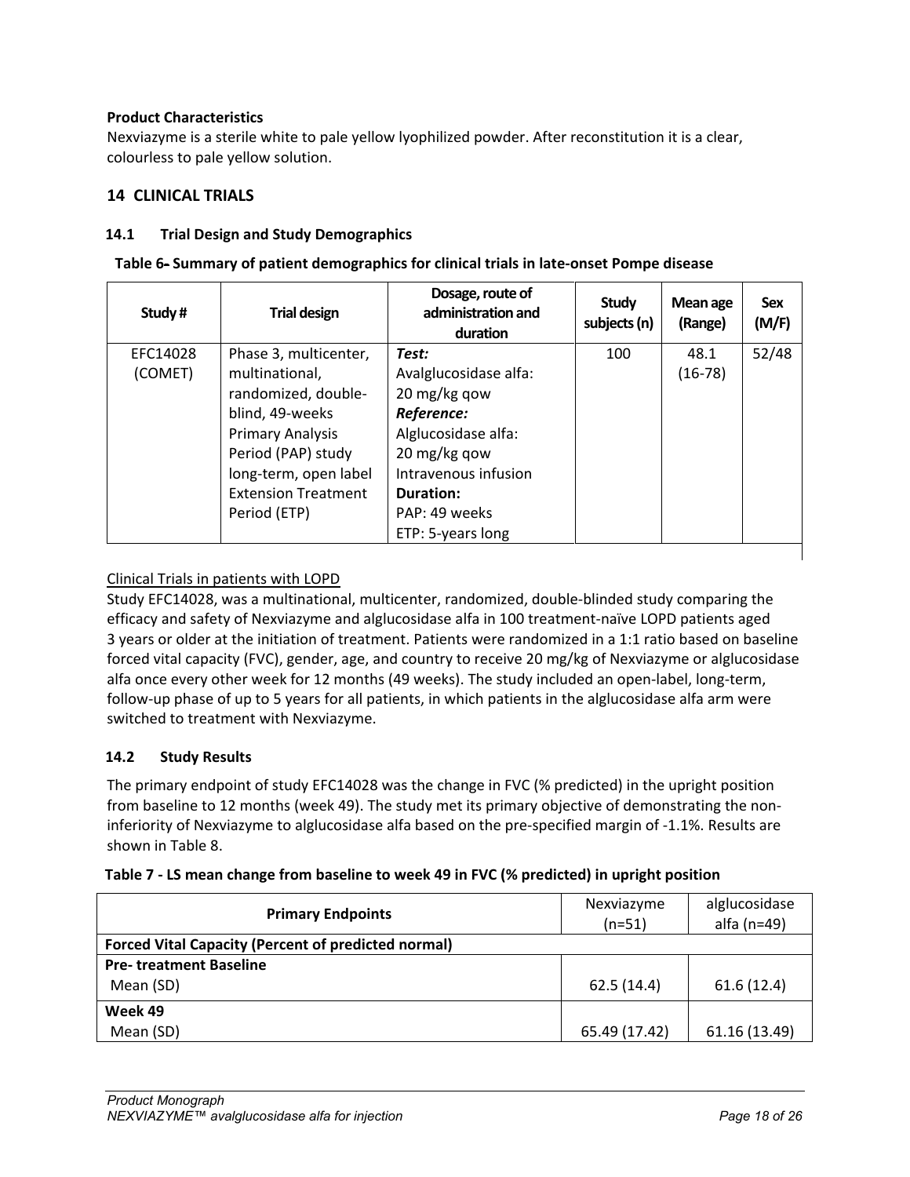**Product Characteristics**

Nexviazyme is a sterile white to pale yellow lyophilized powder. After reconstitution it is a clear, colourless to pale yellow solution.

## 14 CLINICAL TRIALS

### 14.1 Trial Design and Study Demographics

**Table 6- Summary of patient demographics for clinical trials in late-onset Pompe disease**

| Study # | Trial design | Dosage, route of administration and duration | Study subjects (n) | Mean age (Range) | Sex (M/F) |
|---|---|---|---|---|---|
| EFC14028 (COMET) | Phase 3, multicenter, multinational, randomized, double-blind, 49-weeks Primary Analysis Period (PAP) study long-term, open label Extension Treatment Period (ETP) | ***Test:*** Avalglucosidase alfa: 20 mg/kg qow ***Reference:*** Alglucosidase alfa: 20 mg/kg qow Intravenous infusion **Duration:** PAP: 49 weeks ETP: 5-years long | 100 | 48.1 (16-78) | 52/48 |

Clinical Trials in patients with LOPD

Study EFC14028, was a multinational, multicenter, randomized, double-blinded study comparing the efficacy and safety of Nexviazyme and alglucosidase alfa in 100 treatment-naïve LOPD patients aged 3 years or older at the initiation of treatment. Patients were randomized in a 1:1 ratio based on baseline forced vital capacity (FVC), gender, age, and country to receive 20 mg/kg of Nexviazyme or alglucosidase alfa once every other week for 12 months (49 weeks). The study included an open-label, long-term, follow-up phase of up to 5 years for all patients, in which patients in the alglucosidase alfa arm were switched to treatment with Nexviazyme.

### 14.2 Study Results

The primary endpoint of study EFC14028 was the change in FVC (% predicted) in the upright position from baseline to 12 months (week 49). The study met its primary objective of demonstrating the non-inferiority of Nexviazyme to alglucosidase alfa based on the pre-specified margin of -1.1%. Results are shown in Table 8.

**Table 7 - LS mean change from baseline to week 49 in FVC (% predicted) in upright position**

| Primary Endpoints | Nexviazyme (n=51) | alglucosidase alfa (n=49) |
|---|---|---|
| **Forced Vital Capacity (Percent of predicted normal)** | | |
| **Pre- treatment Baseline** | | |
| Mean (SD) | 62.5 (14.4) | 61.6 (12.4) |
| **Week 49** | | |
| Mean (SD) | 65.49 (17.42) | 61.16 (13.49) |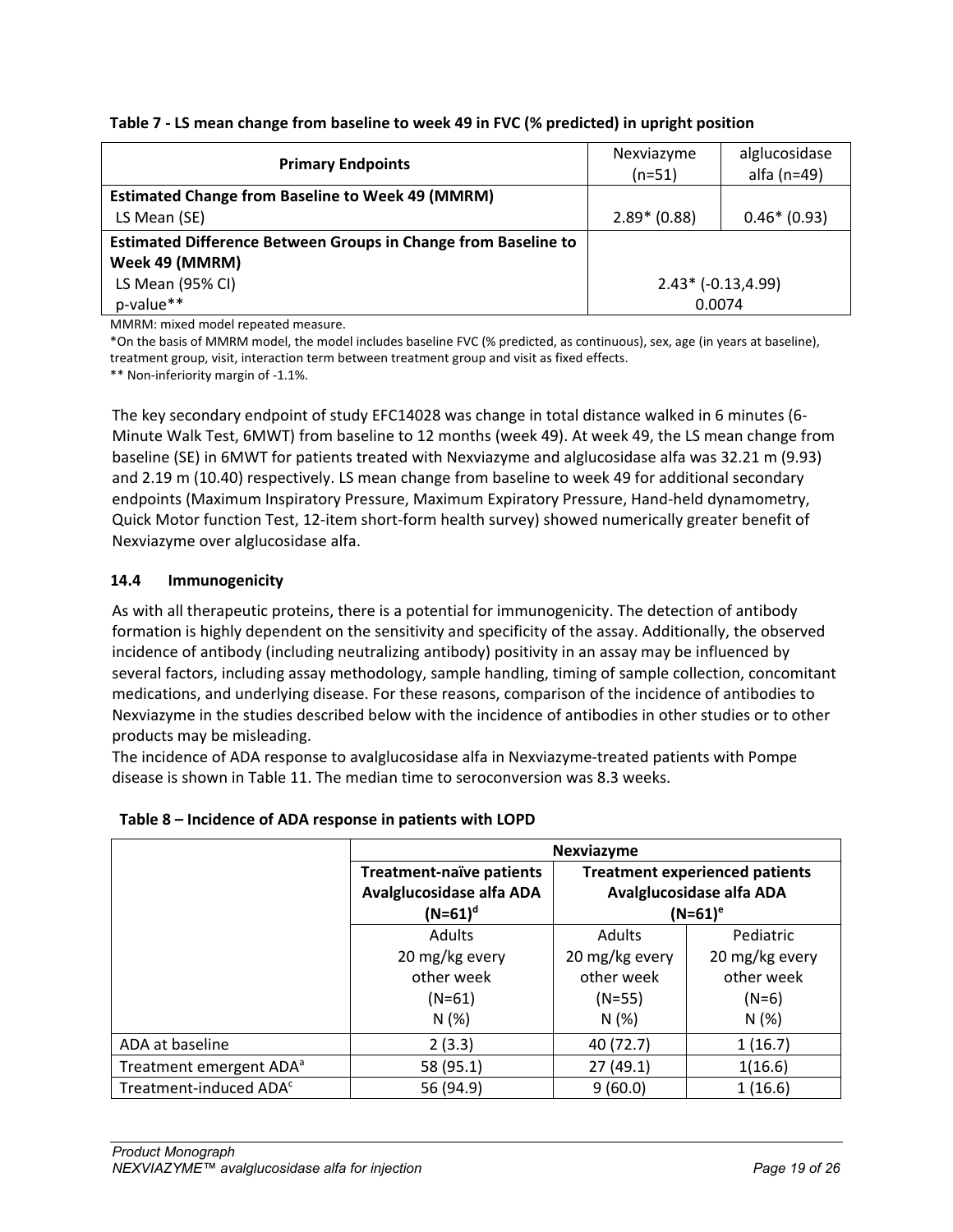**Table 7 - LS mean change from baseline to week 49 in FVC (% predicted) in upright position**

| Primary Endpoints | Nexviazyme (n=51) | alglucosidase alfa (n=49) |
|---|---|---|
| **Estimated Change from Baseline to Week 49 (MMRM)** | | |
| LS Mean (SE) | 2.89* (0.88) | 0.46* (0.93) |
| **Estimated Difference Between Groups in Change from Baseline to Week 49 (MMRM)** | | |
| LS Mean (95% CI) | 2.43* (-0.13,4.99) | |
| p-value** | 0.0074 | |

MMRM: mixed model repeated measure.

*On the basis of MMRM model, the model includes baseline FVC (% predicted, as continuous), sex, age (in years at baseline), treatment group, visit, interaction term between treatment group and visit as fixed effects.

** Non-inferiority margin of -1.1%.

The key secondary endpoint of study EFC14028 was change in total distance walked in 6 minutes (6-Minute Walk Test, 6MWT) from baseline to 12 months (week 49). At week 49, the LS mean change from baseline (SE) in 6MWT for patients treated with Nexviazyme and alglucosidase alfa was 32.21 m (9.93) and 2.19 m (10.40) respectively. LS mean change from baseline to week 49 for additional secondary endpoints (Maximum Inspiratory Pressure, Maximum Expiratory Pressure, Hand-held dynamometry, Quick Motor function Test, 12-item short-form health survey) showed numerically greater benefit of Nexviazyme over alglucosidase alfa.

### 14.4 Immunogenicity

As with all therapeutic proteins, there is a potential for immunogenicity. The detection of antibody formation is highly dependent on the sensitivity and specificity of the assay. Additionally, the observed incidence of antibody (including neutralizing antibody) positivity in an assay may be influenced by several factors, including assay methodology, sample handling, timing of sample collection, concomitant medications, and underlying disease. For these reasons, comparison of the incidence of antibodies to Nexviazyme in the studies described below with the incidence of antibodies in other studies or to other products may be misleading.

The incidence of ADA response to avalglucosidase alfa in Nexviazyme-treated patients with Pompe disease is shown in Table 11. The median time to seroconversion was 8.3 weeks.

**Table 8 – Incidence of ADA response in patients with LOPD**

| | Nexviazyme | | |
|---|---|---|---|
| | **Treatment-naïve patients Avalglucosidase alfa ADA (N=61)[d]** | **Treatment experienced patients Avalglucosidase alfa ADA (N=61)[e]** | |
| | Adults 20 mg/kg every other week (N=61) N (%) | Adults 20 mg/kg every other week (N=55) N (%) | Pediatric 20 mg/kg every other week (N=6) N (%) |
| ADA at baseline | 2 (3.3) | 40 (72.7) | 1 (16.7) |
| Treatment emergent ADA[a] | 58 (95.1) | 27 (49.1) | 1(16.6) |
| Treatment-induced ADA[c] | 56 (94.9) | 9 (60.0) | 1 (16.6) |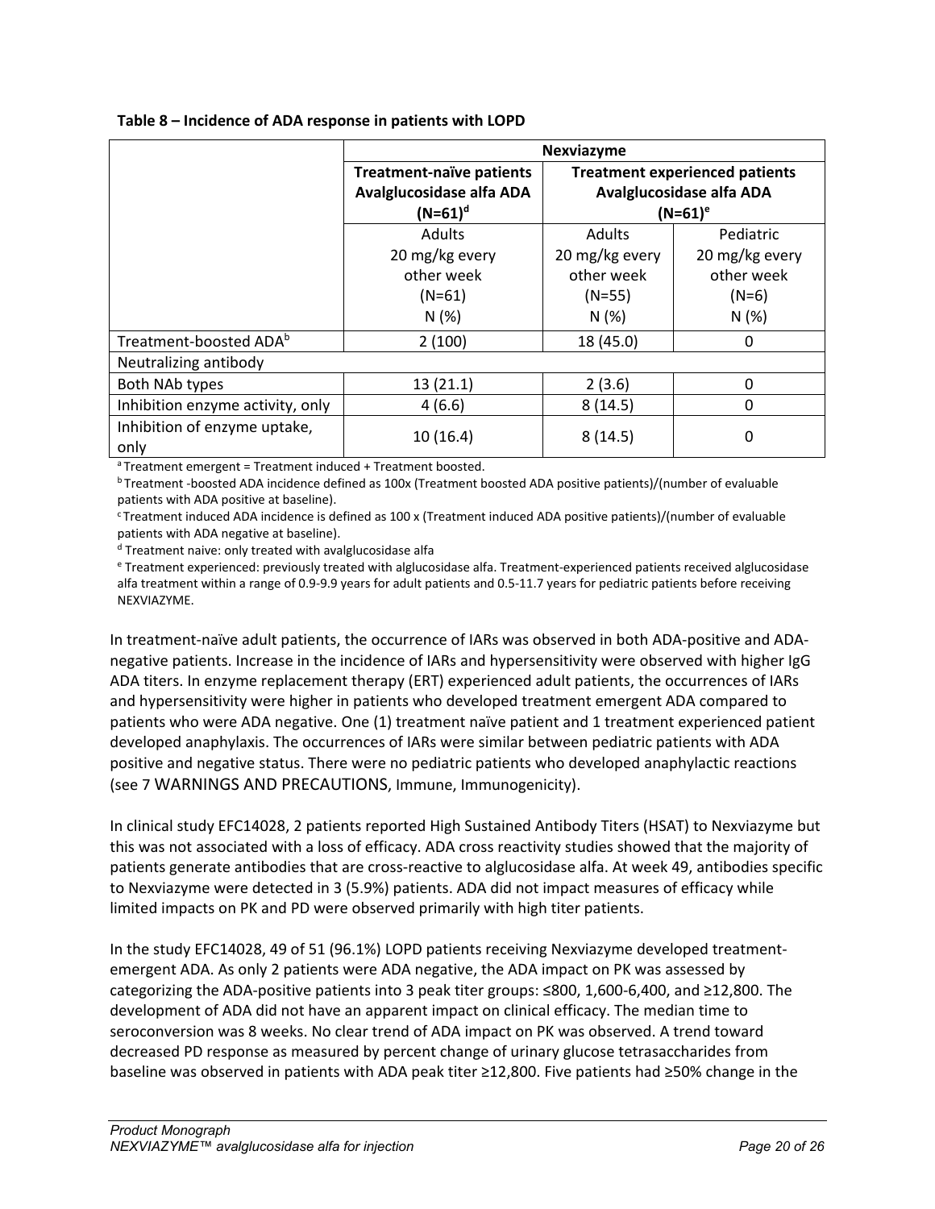**Table 8 – Incidence of ADA response in patients with LOPD**

| | Nexviazyme | | |
|---|---|---|---|
| | Treatment-naïve patients Avalglucosidase alfa ADA (N=61)[d] | Treatment experienced patients Avalglucosidase alfa ADA (N=61)[e] | |
| | Adults 20 mg/kg every other week (N=61) N (%) | Adults 20 mg/kg every other week (N=55) N (%) | Pediatric 20 mg/kg every other week (N=6) N (%) |
| Treatment-boosted ADA[b] | 2 (100) | 18 (45.0) | 0 |
| Neutralizing antibody | | | |
| Both NAb types | 13 (21.1) | 2 (3.6) | 0 |
| Inhibition enzyme activity, only | 4 (6.6) | 8 (14.5) | 0 |
| Inhibition of enzyme uptake, only | 10 (16.4) | 8 (14.5) | 0 |

[a] Treatment emergent = Treatment induced + Treatment boosted.

[b] Treatment -boosted ADA incidence defined as 100x (Treatment boosted ADA positive patients)/(number of evaluable patients with ADA positive at baseline).

[c] Treatment induced ADA incidence is defined as 100 x (Treatment induced ADA positive patients)/(number of evaluable patients with ADA negative at baseline).

[d] Treatment naive: only treated with avalglucosidase alfa

[e] Treatment experienced: previously treated with alglucosidase alfa. Treatment-experienced patients received alglucosidase alfa treatment within a range of 0.9-9.9 years for adult patients and 0.5-11.7 years for pediatric patients before receiving NEXVIAZYME.

In treatment-naïve adult patients, the occurrence of IARs was observed in both ADA-positive and ADA-negative patients. Increase in the incidence of IARs and hypersensitivity were observed with higher IgG ADA titers. In enzyme replacement therapy (ERT) experienced adult patients, the occurrences of IARs and hypersensitivity were higher in patients who developed treatment emergent ADA compared to patients who were ADA negative. One (1) treatment naïve patient and 1 treatment experienced patient developed anaphylaxis. The occurrences of IARs were similar between pediatric patients with ADA positive and negative status. There were no pediatric patients who developed anaphylactic reactions (see 7 WARNINGS AND PRECAUTIONS, Immune, Immunogenicity).

In clinical study EFC14028, 2 patients reported High Sustained Antibody Titers (HSAT) to Nexviazyme but this was not associated with a loss of efficacy. ADA cross reactivity studies showed that the majority of patients generate antibodies that are cross-reactive to alglucosidase alfa. At week 49, antibodies specific to Nexviazyme were detected in 3 (5.9%) patients. ADA did not impact measures of efficacy while limited impacts on PK and PD were observed primarily with high titer patients.

In the study EFC14028, 49 of 51 (96.1%) LOPD patients receiving Nexviazyme developed treatment-emergent ADA. As only 2 patients were ADA negative, the ADA impact on PK was assessed by categorizing the ADA-positive patients into 3 peak titer groups: ≤800, 1,600-6,400, and ≥12,800. The development of ADA did not have an apparent impact on clinical efficacy. The median time to seroconversion was 8 weeks. No clear trend of ADA impact on PK was observed. A trend toward decreased PD response as measured by percent change of urinary glucose tetrasaccharides from baseline was observed in patients with ADA peak titer ≥12,800. Five patients had ≥50% change in the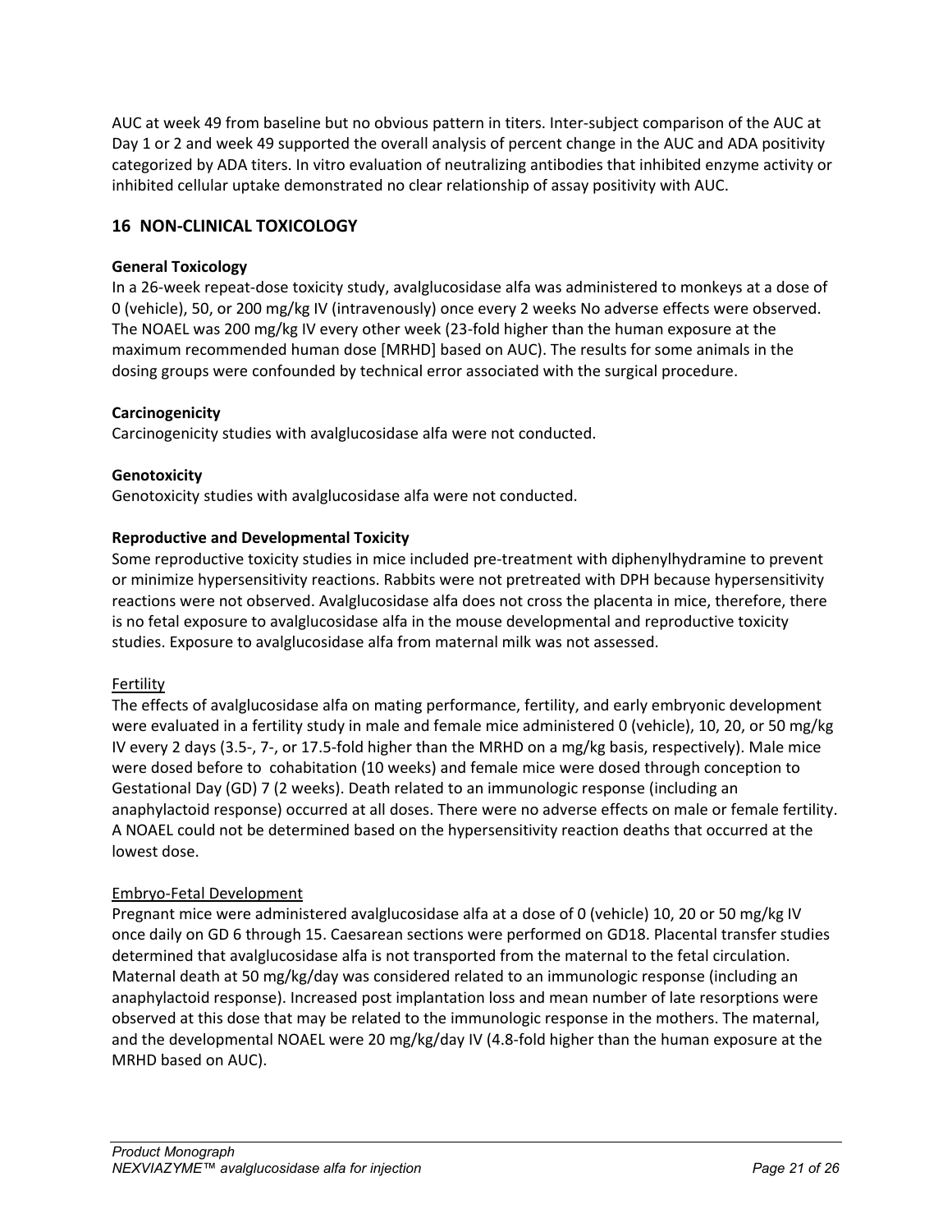AUC at week 49 from baseline but no obvious pattern in titers. Inter-subject comparison of the AUC at Day 1 or 2 and week 49 supported the overall analysis of percent change in the AUC and ADA positivity categorized by ADA titers. In vitro evaluation of neutralizing antibodies that inhibited enzyme activity or inhibited cellular uptake demonstrated no clear relationship of assay positivity with AUC.

## 16 NON-CLINICAL TOXICOLOGY

**General Toxicology**
In a 26-week repeat-dose toxicity study, avalglucosidase alfa was administered to monkeys at a dose of 0 (vehicle), 50, or 200 mg/kg IV (intravenously) once every 2 weeks No adverse effects were observed. The NOAEL was 200 mg/kg IV every other week (23-fold higher than the human exposure at the maximum recommended human dose [MRHD] based on AUC). The results for some animals in the dosing groups were confounded by technical error associated with the surgical procedure.

**Carcinogenicity**
Carcinogenicity studies with avalglucosidase alfa were not conducted.

**Genotoxicity**
Genotoxicity studies with avalglucosidase alfa were not conducted.

**Reproductive and Developmental Toxicity**
Some reproductive toxicity studies in mice included pre-treatment with diphenylhydramine to prevent or minimize hypersensitivity reactions. Rabbits were not pretreated with DPH because hypersensitivity reactions were not observed. Avalglucosidase alfa does not cross the placenta in mice, therefore, there is no fetal exposure to avalglucosidase alfa in the mouse developmental and reproductive toxicity studies. Exposure to avalglucosidase alfa from maternal milk was not assessed.

Fertility
The effects of avalglucosidase alfa on mating performance, fertility, and early embryonic development were evaluated in a fertility study in male and female mice administered 0 (vehicle), 10, 20, or 50 mg/kg IV every 2 days (3.5-, 7-, or 17.5-fold higher than the MRHD on a mg/kg basis, respectively). Male mice were dosed before to cohabitation (10 weeks) and female mice were dosed through conception to Gestational Day (GD) 7 (2 weeks). Death related to an immunologic response (including an anaphylactoid response) occurred at all doses. There were no adverse effects on male or female fertility. A NOAEL could not be determined based on the hypersensitivity reaction deaths that occurred at the lowest dose.

Embryo-Fetal Development
Pregnant mice were administered avalglucosidase alfa at a dose of 0 (vehicle) 10, 20 or 50 mg/kg IV once daily on GD 6 through 15. Caesarean sections were performed on GD18. Placental transfer studies determined that avalglucosidase alfa is not transported from the maternal to the fetal circulation. Maternal death at 50 mg/kg/day was considered related to an immunologic response (including an anaphylactoid response). Increased post implantation loss and mean number of late resorptions were observed at this dose that may be related to the immunologic response in the mothers. The maternal, and the developmental NOAEL were 20 mg/kg/day IV (4.8-fold higher than the human exposure at the MRHD based on AUC).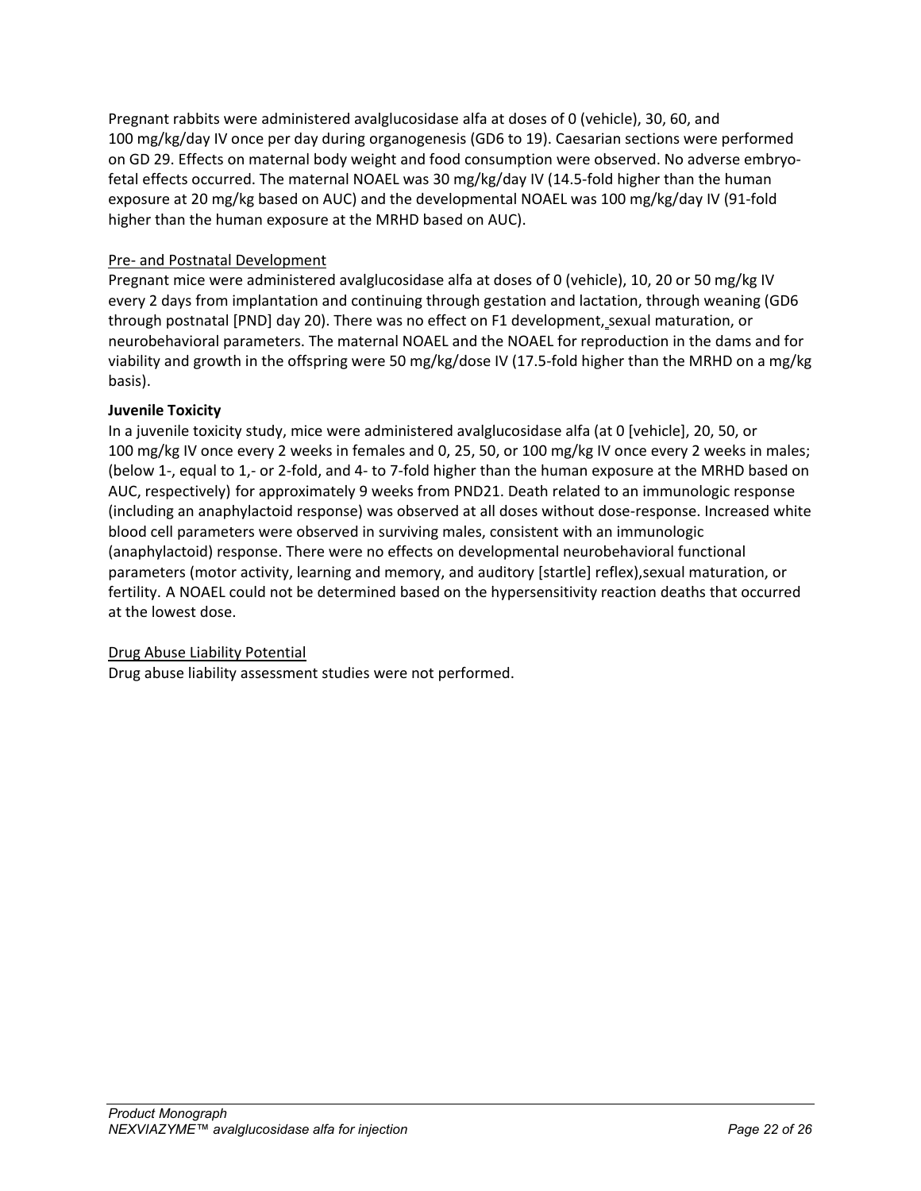Pregnant rabbits were administered avalglucosidase alfa at doses of 0 (vehicle), 30, 60, and 100 mg/kg/day IV once per day during organogenesis (GD6 to 19). Caesarian sections were performed on GD 29. Effects on maternal body weight and food consumption were observed. No adverse embryo-fetal effects occurred. The maternal NOAEL was 30 mg/kg/day IV (14.5-fold higher than the human exposure at 20 mg/kg based on AUC) and the developmental NOAEL was 100 mg/kg/day IV (91-fold higher than the human exposure at the MRHD based on AUC).

Pre- and Postnatal Development

Pregnant mice were administered avalglucosidase alfa at doses of 0 (vehicle), 10, 20 or 50 mg/kg IV every 2 days from implantation and continuing through gestation and lactation, through weaning (GD6 through postnatal [PND] day 20). There was no effect on F1 development, sexual maturation, or neurobehavioral parameters. The maternal NOAEL and the NOAEL for reproduction in the dams and for viability and growth in the offspring were 50 mg/kg/dose IV (17.5-fold higher than the MRHD on a mg/kg basis).

**Juvenile Toxicity**

In a juvenile toxicity study, mice were administered avalglucosidase alfa (at 0 [vehicle], 20, 50, or 100 mg/kg IV once every 2 weeks in females and 0, 25, 50, or 100 mg/kg IV once every 2 weeks in males; (below 1-, equal to 1,- or 2-fold, and 4- to 7-fold higher than the human exposure at the MRHD based on AUC, respectively) for approximately 9 weeks from PND21. Death related to an immunologic response (including an anaphylactoid response) was observed at all doses without dose-response. Increased white blood cell parameters were observed in surviving males, consistent with an immunologic (anaphylactoid) response. There were no effects on developmental neurobehavioral functional parameters (motor activity, learning and memory, and auditory [startle] reflex),sexual maturation, or fertility. A NOAEL could not be determined based on the hypersensitivity reaction deaths that occurred at the lowest dose.

Drug Abuse Liability Potential

Drug abuse liability assessment studies were not performed.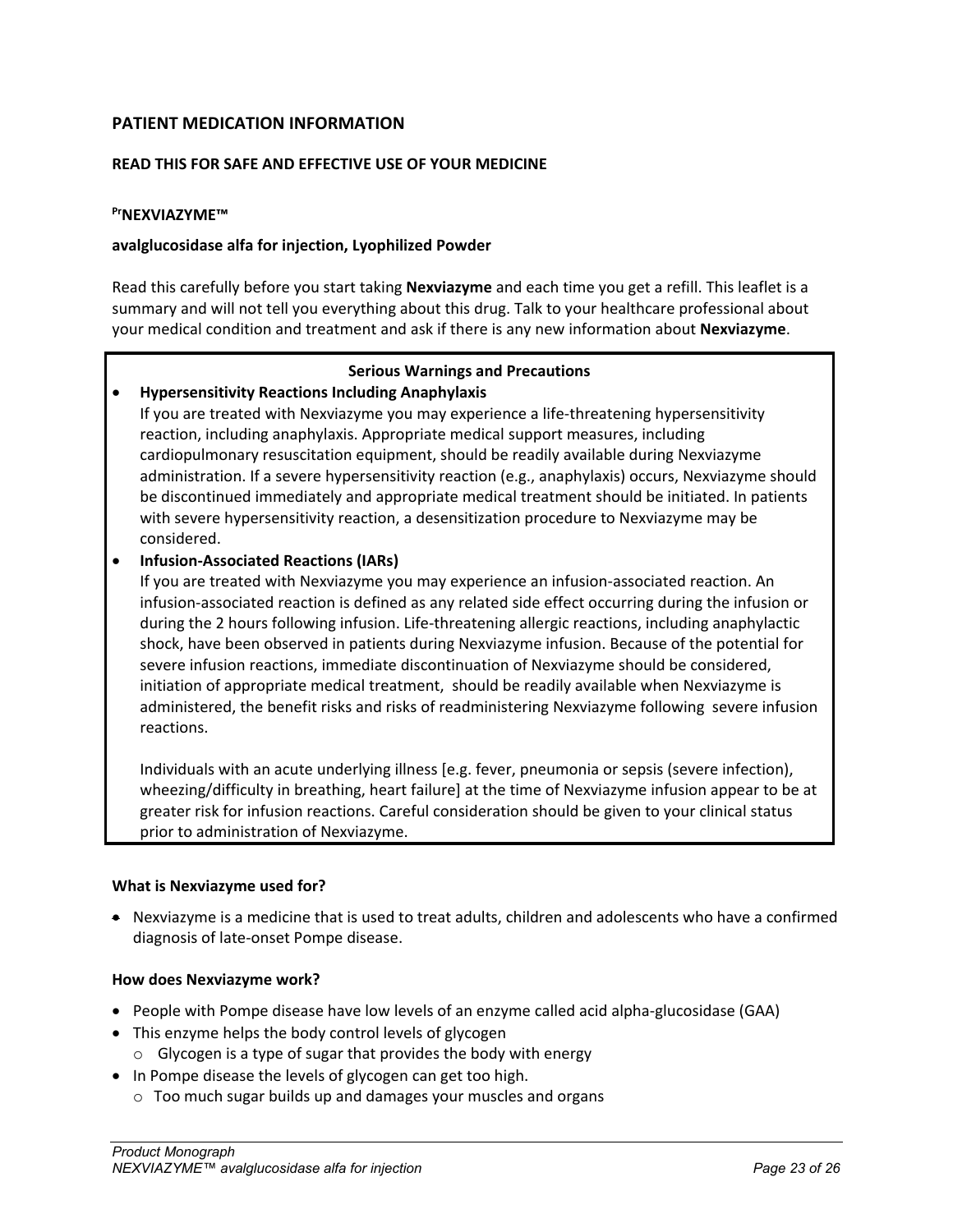## PATIENT MEDICATION INFORMATION

### READ THIS FOR SAFE AND EFFECTIVE USE OF YOUR MEDICINE

**[Pr]NEXVIAZYME™**

**avalglucosidase alfa for injection, Lyophilized Powder**

Read this carefully before you start taking **Nexviazyme** and each time you get a refill. This leaflet is a summary and will not tell you everything about this drug. Talk to your healthcare professional about your medical condition and treatment and ask if there is any new information about **Nexviazyme**.

| **Serious Warnings and Precautions** |
| --- |
| • **Hypersensitivity Reactions Including Anaphylaxis**<br>If you are treated with Nexviazyme you may experience a life-threatening hypersensitivity reaction, including anaphylaxis. Appropriate medical support measures, including cardiopulmonary resuscitation equipment, should be readily available during Nexviazyme administration. If a severe hypersensitivity reaction (e.g., anaphylaxis) occurs, Nexviazyme should be discontinued immediately and appropriate medical treatment should be initiated. In patients with severe hypersensitivity reaction, a desensitization procedure to Nexviazyme may be considered.<br>• **Infusion-Associated Reactions (IARs)**<br>If you are treated with Nexviazyme you may experience an infusion-associated reaction. An infusion-associated reaction is defined as any related side effect occurring during the infusion or during the 2 hours following infusion. Life-threatening allergic reactions, including anaphylactic shock, have been observed in patients during Nexviazyme infusion. Because of the potential for severe infusion reactions, immediate discontinuation of Nexviazyme should be considered, initiation of appropriate medical treatment, should be readily available when Nexviazyme is administered, the benefit risks and risks of readministering Nexviazyme following severe infusion reactions.<br><br>Individuals with an acute underlying illness [e.g. fever, pneumonia or sepsis (severe infection), wheezing/difficulty in breathing, heart failure] at the time of Nexviazyme infusion appear to be at greater risk for infusion reactions. Careful consideration should be given to your clinical status prior to administration of Nexviazyme. |

**What is Nexviazyme used for?**

- Nexviazyme is a medicine that is used to treat adults, children and adolescents who have a confirmed diagnosis of late-onset Pompe disease.

**How does Nexviazyme work?**

- People with Pompe disease have low levels of an enzyme called acid alpha-glucosidase (GAA)
- This enzyme helps the body control levels of glycogen
  - Glycogen is a type of sugar that provides the body with energy
- In Pompe disease the levels of glycogen can get too high.
  - Too much sugar builds up and damages your muscles and organs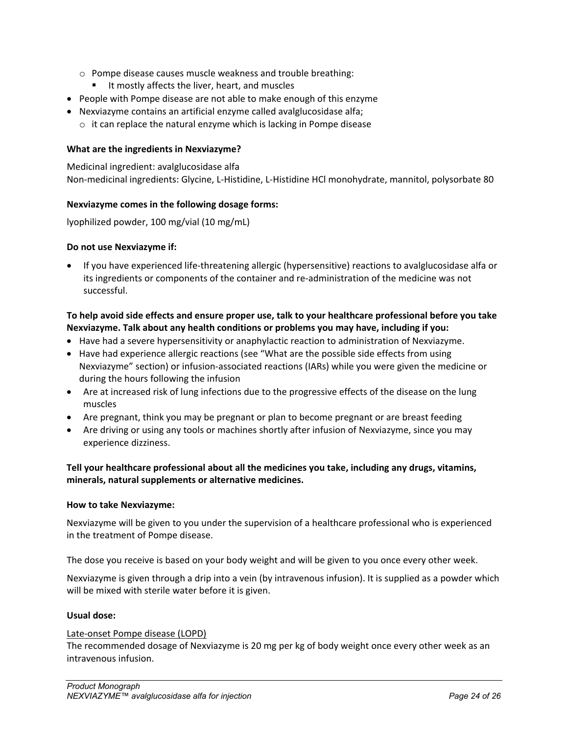- Pompe disease causes muscle weakness and trouble breathing:
    - It mostly affects the liver, heart, and muscles
- People with Pompe disease are not able to make enough of this enzyme
- Nexviazyme contains an artificial enzyme called avalglucosidase alfa;
  - it can replace the natural enzyme which is lacking in Pompe disease

**What are the ingredients in Nexviazyme?**

Medicinal ingredient: avalglucosidase alfa
Non-medicinal ingredients: Glycine, L-Histidine, L-Histidine HCl monohydrate, mannitol, polysorbate 80

**Nexviazyme comes in the following dosage forms:**

lyophilized powder, 100 mg/vial (10 mg/mL)

**Do not use Nexviazyme if:**

- If you have experienced life-threatening allergic (hypersensitive) reactions to avalglucosidase alfa or its ingredients or components of the container and re-administration of the medicine was not successful.

**To help avoid side effects and ensure proper use, talk to your healthcare professional before you take Nexviazyme. Talk about any health conditions or problems you may have, including if you:**

- Have had a severe hypersensitivity or anaphylactic reaction to administration of Nexviazyme.
- Have had experience allergic reactions (see "What are the possible side effects from using Nexviazyme" section) or infusion-associated reactions (IARs) while you were given the medicine or during the hours following the infusion
- Are at increased risk of lung infections due to the progressive effects of the disease on the lung muscles
- Are pregnant, think you may be pregnant or plan to become pregnant or are breast feeding
- Are driving or using any tools or machines shortly after infusion of Nexviazyme, since you may experience dizziness.

**Tell your healthcare professional about all the medicines you take, including any drugs, vitamins, minerals, natural supplements or alternative medicines.**

**How to take Nexviazyme:**

Nexviazyme will be given to you under the supervision of a healthcare professional who is experienced in the treatment of Pompe disease.

The dose you receive is based on your body weight and will be given to you once every other week.

Nexviazyme is given through a drip into a vein (by intravenous infusion). It is supplied as a powder which will be mixed with sterile water before it is given.

**Usual dose:**

Late-onset Pompe disease (LOPD)
The recommended dosage of Nexviazyme is 20 mg per kg of body weight once every other week as an intravenous infusion.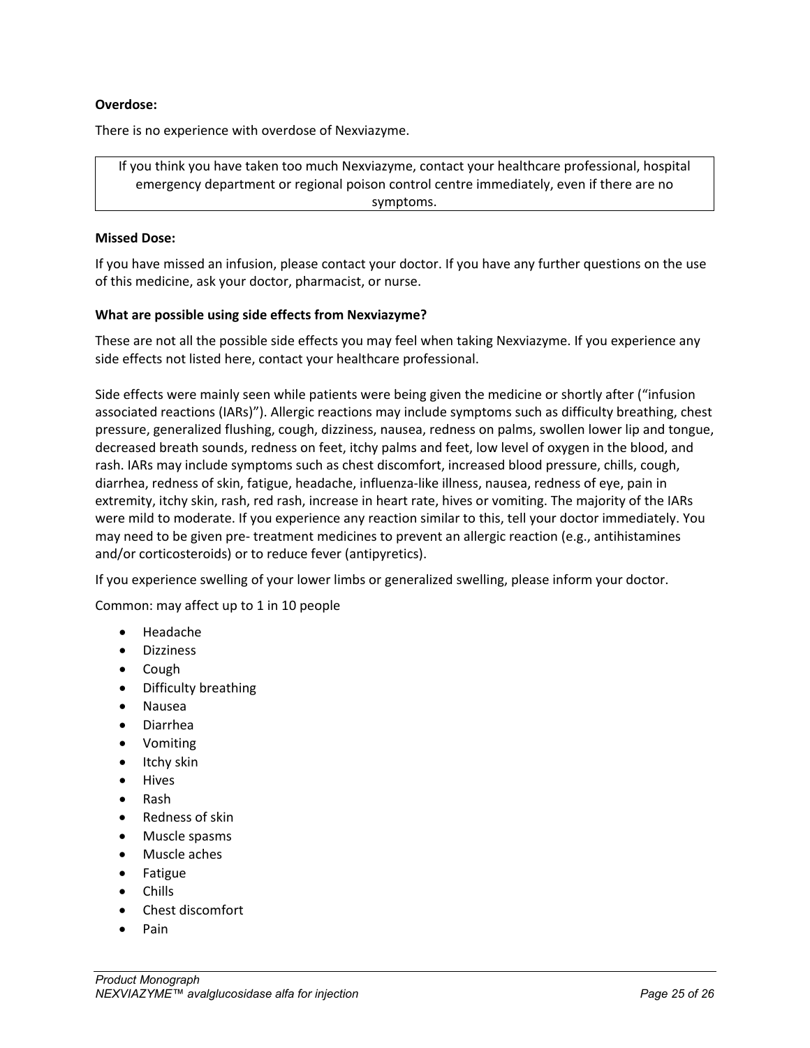**Overdose:**

There is no experience with overdose of Nexviazyme.

| If you think you have taken too much Nexviazyme, contact your healthcare professional, hospital emergency department or regional poison control centre immediately, even if there are no symptoms. |
|---|

**Missed Dose:**

If you have missed an infusion, please contact your doctor. If you have any further questions on the use of this medicine, ask your doctor, pharmacist, or nurse.

**What are possible using side effects from Nexviazyme?**

These are not all the possible side effects you may feel when taking Nexviazyme. If you experience any side effects not listed here, contact your healthcare professional.

Side effects were mainly seen while patients were being given the medicine or shortly after ("infusion associated reactions (IARs)"). Allergic reactions may include symptoms such as difficulty breathing, chest pressure, generalized flushing, cough, dizziness, nausea, redness on palms, swollen lower lip and tongue, decreased breath sounds, redness on feet, itchy palms and feet, low level of oxygen in the blood, and rash. IARs may include symptoms such as chest discomfort, increased blood pressure, chills, cough, diarrhea, redness of skin, fatigue, headache, influenza-like illness, nausea, redness of eye, pain in extremity, itchy skin, rash, red rash, increase in heart rate, hives or vomiting. The majority of the IARs were mild to moderate. If you experience any reaction similar to this, tell your doctor immediately. You may need to be given pre- treatment medicines to prevent an allergic reaction (e.g., antihistamines and/or corticosteroids) or to reduce fever (antipyretics).

If you experience swelling of your lower limbs or generalized swelling, please inform your doctor.

Common: may affect up to 1 in 10 people

- Headache
- Dizziness
- Cough
- Difficulty breathing
- Nausea
- Diarrhea
- Vomiting
- Itchy skin
- Hives
- Rash
- Redness of skin
- Muscle spasms
- Muscle aches
- Fatigue
- Chills
- Chest discomfort
- Pain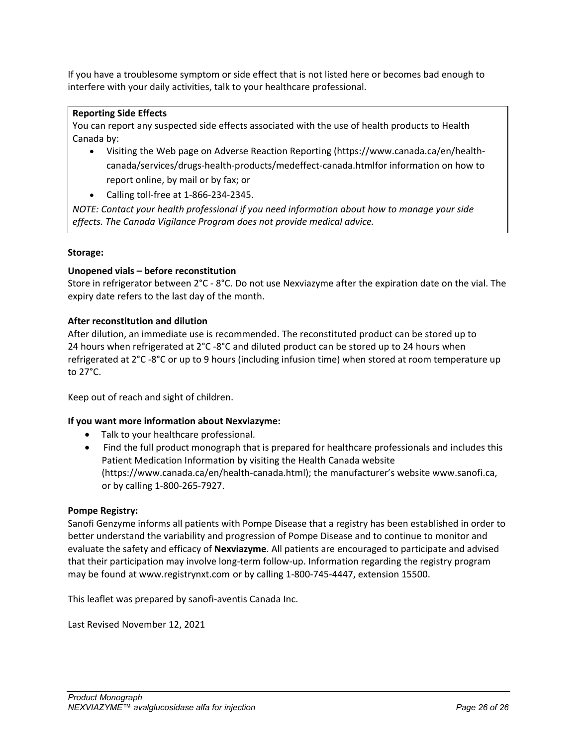If you have a troublesome symptom or side effect that is not listed here or becomes bad enough to interfere with your daily activities, talk to your healthcare professional.

**Reporting Side Effects**

You can report any suspected side effects associated with the use of health products to Health Canada by:

- Visiting the Web page on Adverse Reaction Reporting (https://www.canada.ca/en/health-canada/services/drugs-health-products/medeffect-canada.htmlfor information on how to report online, by mail or by fax; or
- Calling toll-free at 1-866-234-2345.

*NOTE: Contact your health professional if you need information about how to manage your side effects. The Canada Vigilance Program does not provide medical advice.*

**Storage:**

**Unopened vials – before reconstitution**

Store in refrigerator between 2°C - 8°C. Do not use Nexviazyme after the expiration date on the vial. The expiry date refers to the last day of the month.

**After reconstitution and dilution**

After dilution, an immediate use is recommended. The reconstituted product can be stored up to 24 hours when refrigerated at 2°C -8°C and diluted product can be stored up to 24 hours when refrigerated at 2°C -8°C or up to 9 hours (including infusion time) when stored at room temperature up to 27°C.

Keep out of reach and sight of children.

**If you want more information about Nexviazyme:**

- Talk to your healthcare professional.
- Find the full product monograph that is prepared for healthcare professionals and includes this Patient Medication Information by visiting the Health Canada website (https://www.canada.ca/en/health-canada.html); the manufacturer's website www.sanofi.ca, or by calling 1-800-265-7927.

**Pompe Registry:**

Sanofi Genzyme informs all patients with Pompe Disease that a registry has been established in order to better understand the variability and progression of Pompe Disease and to continue to monitor and evaluate the safety and efficacy of **Nexviazyme**. All patients are encouraged to participate and advised that their participation may involve long-term follow-up. Information regarding the registry program may be found at www.registrynxt.com or by calling 1-800-745-4447, extension 15500.

This leaflet was prepared by sanofi-aventis Canada Inc.

Last Revised November 12, 2021